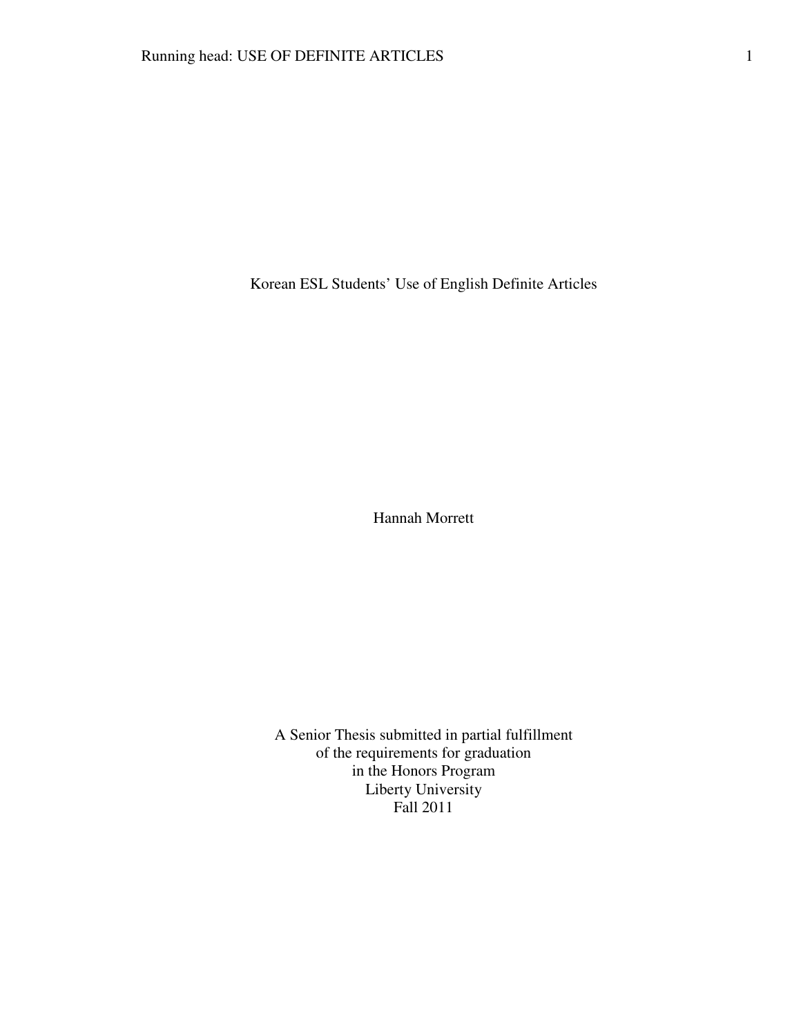# Korean ESL Students' Use of English Definite Articles

Hannah Morrett

A Senior Thesis submitted in partial fulfillment
of the requirements for graduation
in the Honors Program
Liberty University
Fall 2011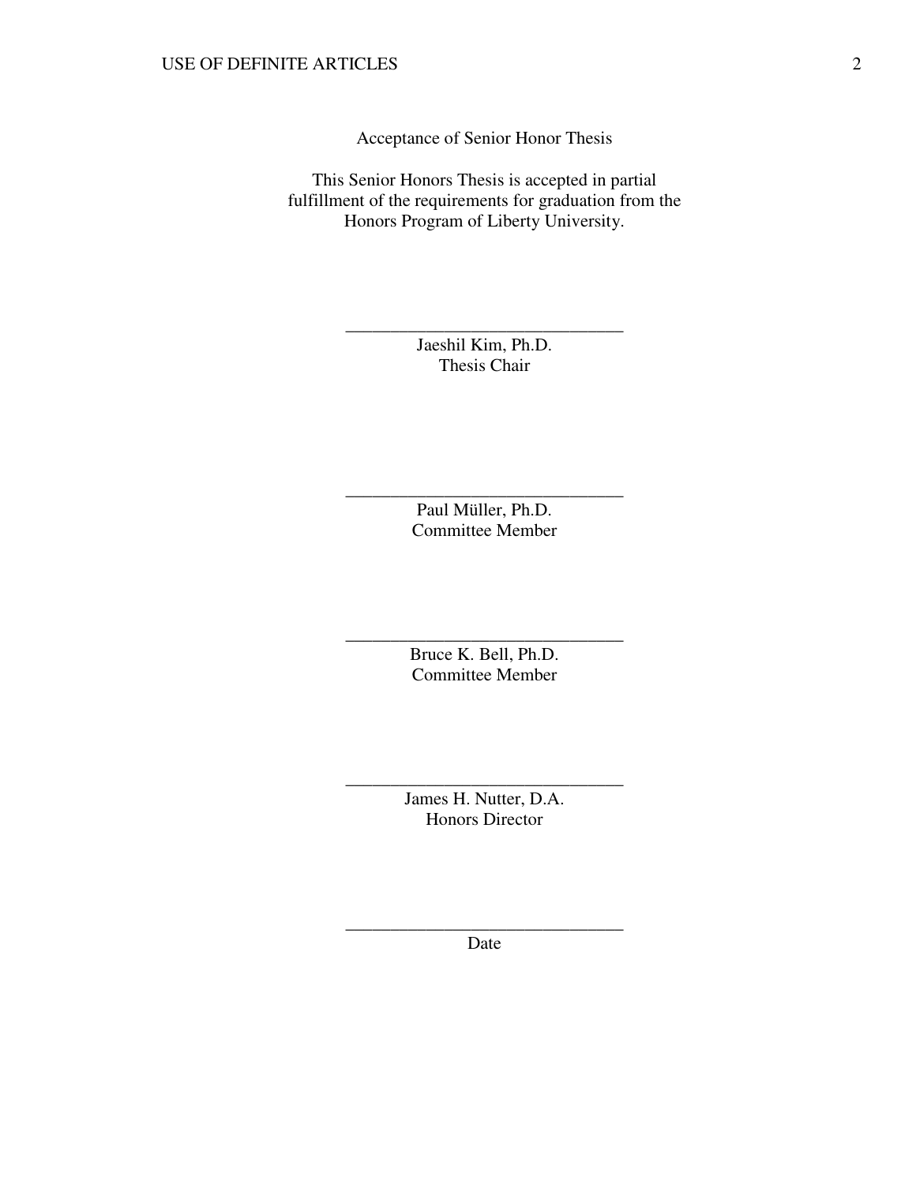Acceptance of Senior Honor Thesis

This Senior Honors Thesis is accepted in partial fulfillment of the requirements for graduation from the Honors Program of Liberty University.

______________________________
Jaeshil Kim, Ph.D.
Thesis Chair

______________________________
Paul Müller, Ph.D.
Committee Member

______________________________
Bruce K. Bell, Ph.D.
Committee Member

______________________________
James H. Nutter, D.A.
Honors Director

______________________________
Date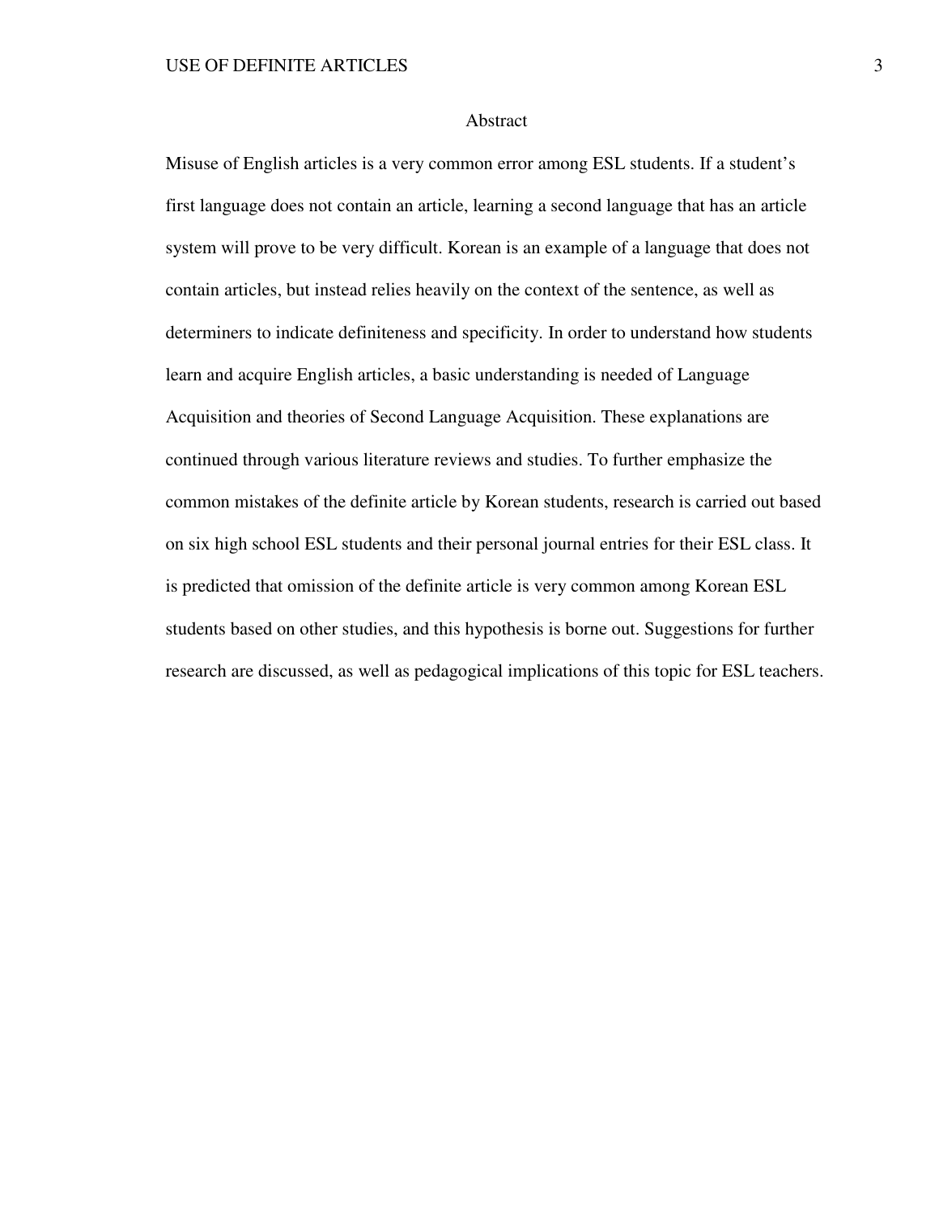# Abstract

Misuse of English articles is a very common error among ESL students. If a student's first language does not contain an article, learning a second language that has an article system will prove to be very difficult. Korean is an example of a language that does not contain articles, but instead relies heavily on the context of the sentence, as well as determiners to indicate definiteness and specificity. In order to understand how students learn and acquire English articles, a basic understanding is needed of Language Acquisition and theories of Second Language Acquisition. These explanations are continued through various literature reviews and studies. To further emphasize the common mistakes of the definite article by Korean students, research is carried out based on six high school ESL students and their personal journal entries for their ESL class. It is predicted that omission of the definite article is very common among Korean ESL students based on other studies, and this hypothesis is borne out. Suggestions for further research are discussed, as well as pedagogical implications of this topic for ESL teachers.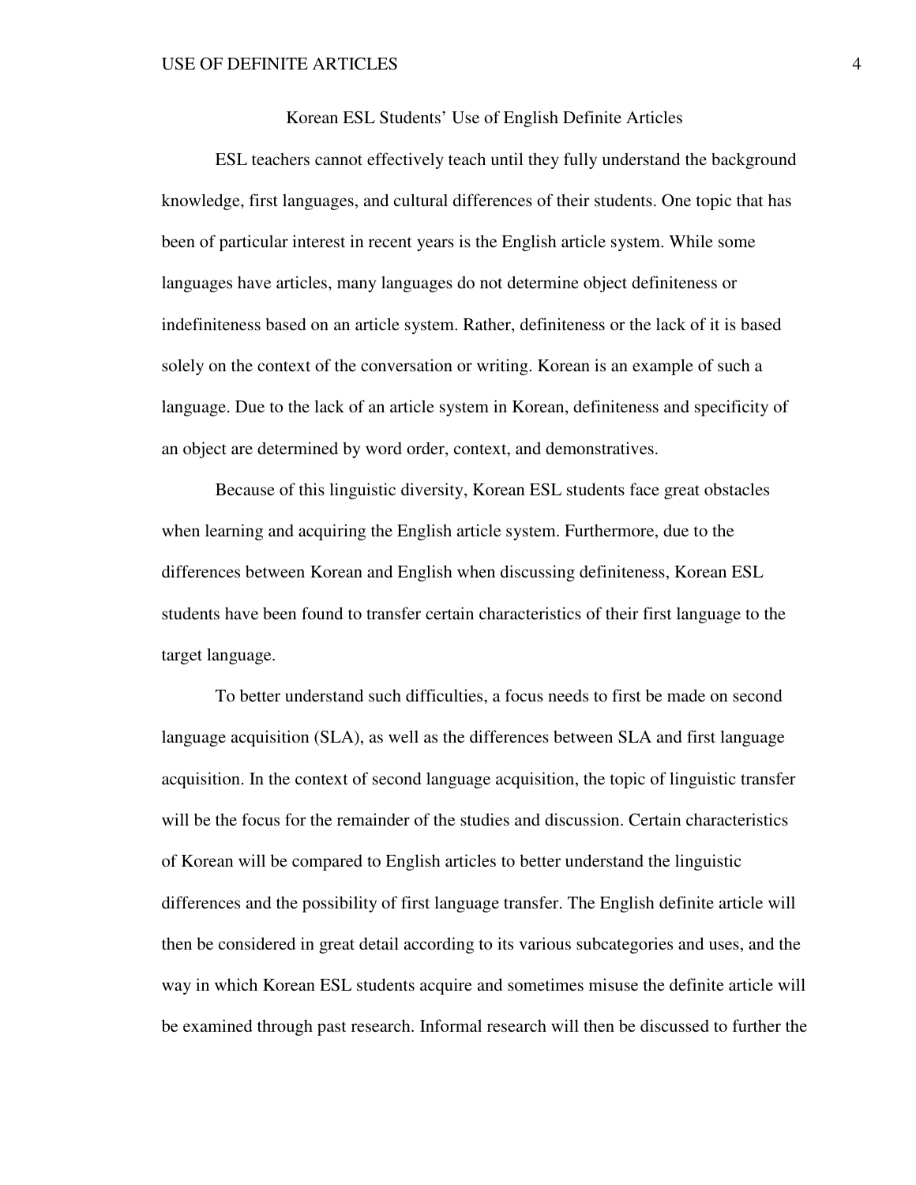# Korean ESL Students' Use of English Definite Articles

ESL teachers cannot effectively teach until they fully understand the background knowledge, first languages, and cultural differences of their students. One topic that has been of particular interest in recent years is the English article system. While some languages have articles, many languages do not determine object definiteness or indefiniteness based on an article system. Rather, definiteness or the lack of it is based solely on the context of the conversation or writing. Korean is an example of such a language. Due to the lack of an article system in Korean, definiteness and specificity of an object are determined by word order, context, and demonstratives.

Because of this linguistic diversity, Korean ESL students face great obstacles when learning and acquiring the English article system. Furthermore, due to the differences between Korean and English when discussing definiteness, Korean ESL students have been found to transfer certain characteristics of their first language to the target language.

To better understand such difficulties, a focus needs to first be made on second language acquisition (SLA), as well as the differences between SLA and first language acquisition. In the context of second language acquisition, the topic of linguistic transfer will be the focus for the remainder of the studies and discussion. Certain characteristics of Korean will be compared to English articles to better understand the linguistic differences and the possibility of first language transfer. The English definite article will then be considered in great detail according to its various subcategories and uses, and the way in which Korean ESL students acquire and sometimes misuse the definite article will be examined through past research. Informal research will then be discussed to further the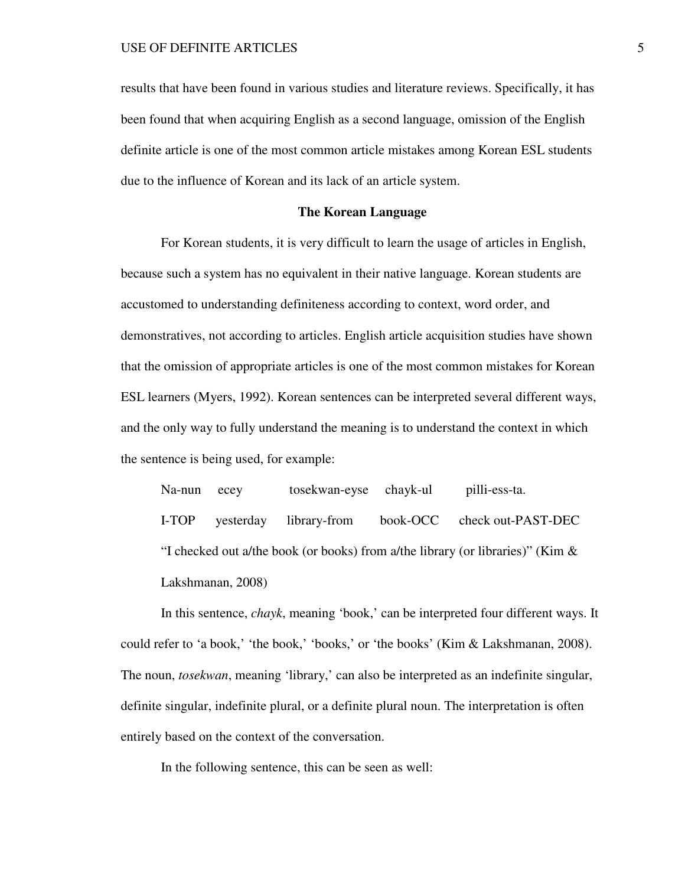results that have been found in various studies and literature reviews. Specifically, it has been found that when acquiring English as a second language, omission of the English definite article is one of the most common article mistakes among Korean ESL students due to the influence of Korean and its lack of an article system.

## The Korean Language

For Korean students, it is very difficult to learn the usage of articles in English, because such a system has no equivalent in their native language. Korean students are accustomed to understanding definiteness according to context, word order, and demonstratives, not according to articles. English article acquisition studies have shown that the omission of appropriate articles is one of the most common mistakes for Korean ESL learners (Myers, 1992). Korean sentences can be interpreted several different ways, and the only way to fully understand the meaning is to understand the context in which the sentence is being used, for example:

| Na-nun | ecey | tosekwan-eyse | chayk-ul | pilli-ess-ta. |
|---|---|---|---|---|
| I-TOP | yesterday | library-from | book-OCC | check out-PAST-DEC |

"I checked out a/the book (or books) from a/the library (or libraries)" (Kim & Lakshmanan, 2008)

In this sentence, *chayk*, meaning 'book,' can be interpreted four different ways. It could refer to 'a book,' 'the book,' 'books,' or 'the books' (Kim & Lakshmanan, 2008). The noun, *tosekwan*, meaning 'library,' can also be interpreted as an indefinite singular, definite singular, indefinite plural, or a definite plural noun. The interpretation is often entirely based on the context of the conversation.

In the following sentence, this can be seen as well: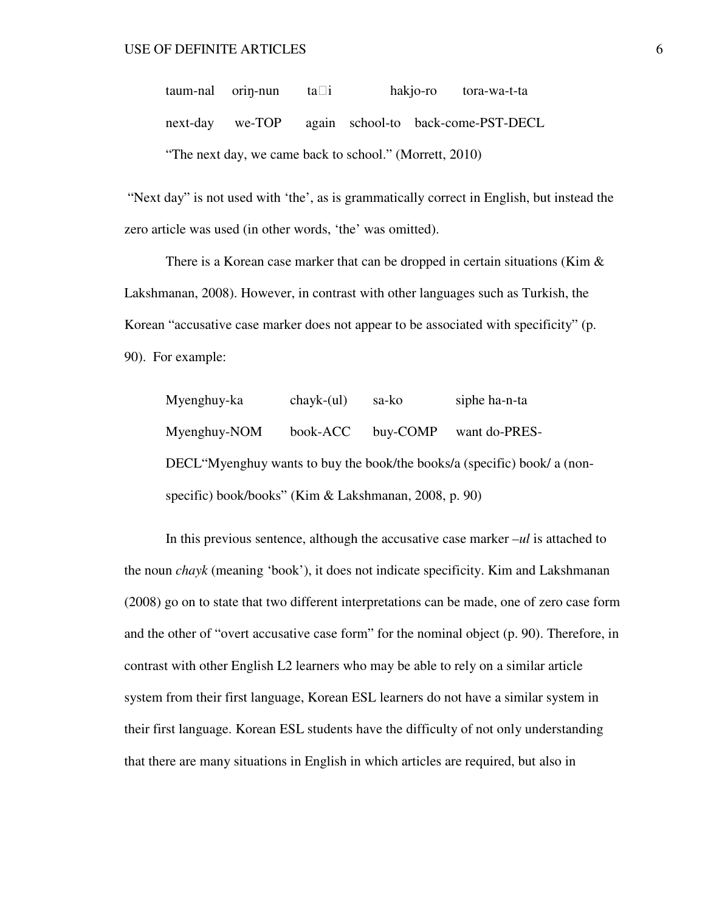taum-nal    oriŋ-nun    ta□i    hakjo-ro    tora-wa-t-ta

next-day    we-TOP    again    school-to    back-come-PST-DECL

"The next day, we came back to school." (Morrett, 2010)

"Next day" is not used with 'the', as is grammatically correct in English, but instead the zero article was used (in other words, 'the' was omitted).

There is a Korean case marker that can be dropped in certain situations (Kim & Lakshmanan, 2008). However, in contrast with other languages such as Turkish, the Korean "accusative case marker does not appear to be associated with specificity" (p. 90). For example:

Myenghuy-ka    chayk-(ul)    sa-ko    siphe ha-n-ta

Myenghuy-NOM    book-ACC    buy-COMP    want do-PRES-DECL"Myenghuy wants to buy the book/the books/a (specific) book/ a (non-specific) book/books" (Kim & Lakshmanan, 2008, p. 90)

In this previous sentence, although the accusative case marker *–ul* is attached to the noun *chayk* (meaning 'book'), it does not indicate specificity. Kim and Lakshmanan (2008) go on to state that two different interpretations can be made, one of zero case form and the other of "overt accusative case form" for the nominal object (p. 90). Therefore, in contrast with other English L2 learners who may be able to rely on a similar article system from their first language, Korean ESL learners do not have a similar system in their first language. Korean ESL students have the difficulty of not only understanding that there are many situations in English in which articles are required, but also in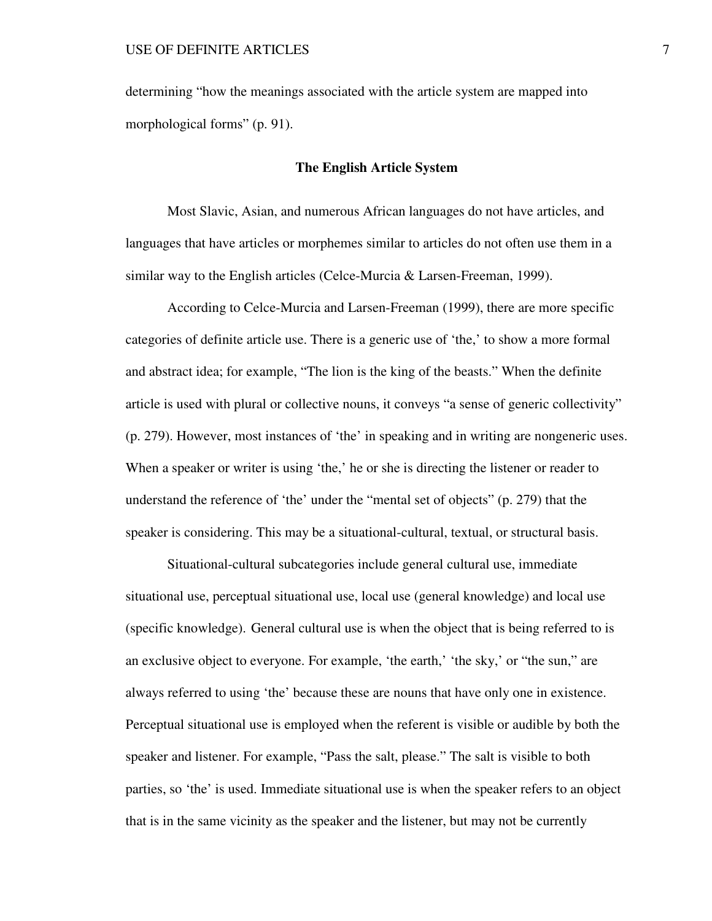determining "how the meanings associated with the article system are mapped into morphological forms" (p. 91).

## The English Article System

Most Slavic, Asian, and numerous African languages do not have articles, and languages that have articles or morphemes similar to articles do not often use them in a similar way to the English articles (Celce-Murcia & Larsen-Freeman, 1999).

According to Celce-Murcia and Larsen-Freeman (1999), there are more specific categories of definite article use. There is a generic use of 'the,' to show a more formal and abstract idea; for example, "The lion is the king of the beasts." When the definite article is used with plural or collective nouns, it conveys "a sense of generic collectivity" (p. 279). However, most instances of 'the' in speaking and in writing are nongeneric uses. When a speaker or writer is using 'the,' he or she is directing the listener or reader to understand the reference of 'the' under the "mental set of objects" (p. 279) that the speaker is considering. This may be a situational-cultural, textual, or structural basis.

Situational-cultural subcategories include general cultural use, immediate situational use, perceptual situational use, local use (general knowledge) and local use (specific knowledge). General cultural use is when the object that is being referred to is an exclusive object to everyone. For example, 'the earth,' 'the sky,' or "the sun," are always referred to using 'the' because these are nouns that have only one in existence. Perceptual situational use is employed when the referent is visible or audible by both the speaker and listener. For example, "Pass the salt, please." The salt is visible to both parties, so 'the' is used. Immediate situational use is when the speaker refers to an object that is in the same vicinity as the speaker and the listener, but may not be currently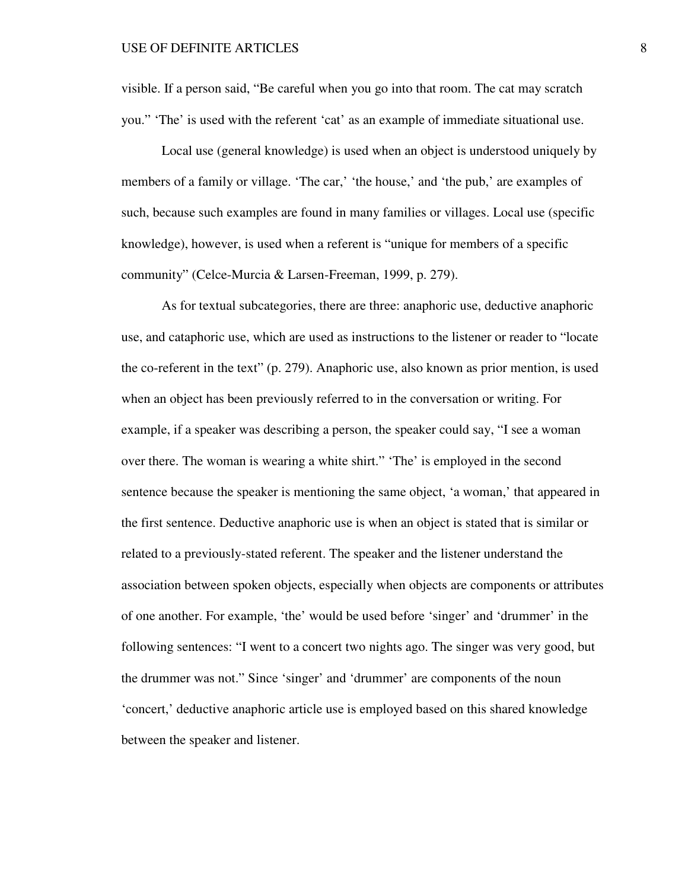visible. If a person said, “Be careful when you go into that room. The cat may scratch you.” ‘The’ is used with the referent ‘cat’ as an example of immediate situational use.

Local use (general knowledge) is used when an object is understood uniquely by members of a family or village. ‘The car,’ ‘the house,’ and ‘the pub,’ are examples of such, because such examples are found in many families or villages. Local use (specific knowledge), however, is used when a referent is “unique for members of a specific community” (Celce-Murcia & Larsen-Freeman, 1999, p. 279).

As for textual subcategories, there are three: anaphoric use, deductive anaphoric use, and cataphoric use, which are used as instructions to the listener or reader to “locate the co-referent in the text” (p. 279). Anaphoric use, also known as prior mention, is used when an object has been previously referred to in the conversation or writing. For example, if a speaker was describing a person, the speaker could say, “I see a woman over there. The woman is wearing a white shirt.” ‘The’ is employed in the second sentence because the speaker is mentioning the same object, ‘a woman,’ that appeared in the first sentence. Deductive anaphoric use is when an object is stated that is similar or related to a previously-stated referent. The speaker and the listener understand the association between spoken objects, especially when objects are components or attributes of one another. For example, ‘the’ would be used before ‘singer’ and ‘drummer’ in the following sentences: “I went to a concert two nights ago. The singer was very good, but the drummer was not.” Since ‘singer’ and ‘drummer’ are components of the noun ‘concert,’ deductive anaphoric article use is employed based on this shared knowledge between the speaker and listener.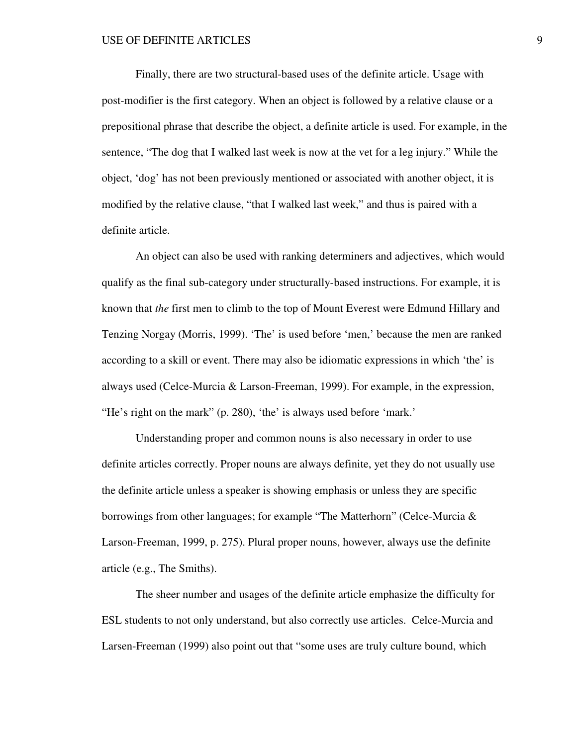Finally, there are two structural-based uses of the definite article. Usage with post-modifier is the first category. When an object is followed by a relative clause or a prepositional phrase that describe the object, a definite article is used. For example, in the sentence, “The dog that I walked last week is now at the vet for a leg injury.” While the object, ‘dog’ has not been previously mentioned or associated with another object, it is modified by the relative clause, “that I walked last week,” and thus is paired with a definite article.

An object can also be used with ranking determiners and adjectives, which would qualify as the final sub-category under structurally-based instructions. For example, it is known that *the* first men to climb to the top of Mount Everest were Edmund Hillary and Tenzing Norgay (Morris, 1999). ‘The’ is used before ‘men,’ because the men are ranked according to a skill or event. There may also be idiomatic expressions in which ‘the’ is always used (Celce-Murcia & Larson-Freeman, 1999). For example, in the expression, “He’s right on the mark” (p. 280), ‘the’ is always used before ‘mark.’

Understanding proper and common nouns is also necessary in order to use definite articles correctly. Proper nouns are always definite, yet they do not usually use the definite article unless a speaker is showing emphasis or unless they are specific borrowings from other languages; for example “The Matterhorn” (Celce-Murcia & Larson-Freeman, 1999, p. 275). Plural proper nouns, however, always use the definite article (e.g., The Smiths).

The sheer number and usages of the definite article emphasize the difficulty for ESL students to not only understand, but also correctly use articles. Celce-Murcia and Larsen-Freeman (1999) also point out that “some uses are truly culture bound, which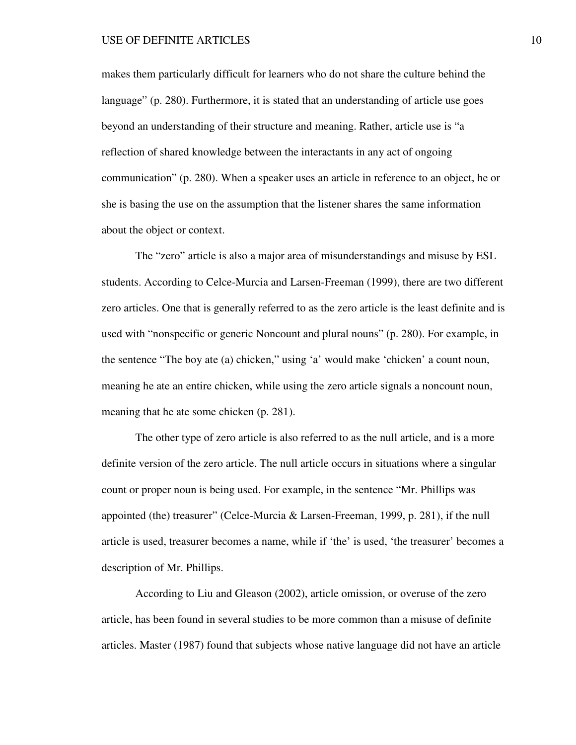makes them particularly difficult for learners who do not share the culture behind the language" (p. 280). Furthermore, it is stated that an understanding of article use goes beyond an understanding of their structure and meaning. Rather, article use is "a reflection of shared knowledge between the interactants in any act of ongoing communication" (p. 280). When a speaker uses an article in reference to an object, he or she is basing the use on the assumption that the listener shares the same information about the object or context.

The "zero" article is also a major area of misunderstandings and misuse by ESL students. According to Celce-Murcia and Larsen-Freeman (1999), there are two different zero articles. One that is generally referred to as the zero article is the least definite and is used with "nonspecific or generic Noncount and plural nouns" (p. 280). For example, in the sentence "The boy ate (a) chicken," using 'a' would make 'chicken' a count noun, meaning he ate an entire chicken, while using the zero article signals a noncount noun, meaning that he ate some chicken (p. 281).

The other type of zero article is also referred to as the null article, and is a more definite version of the zero article. The null article occurs in situations where a singular count or proper noun is being used. For example, in the sentence "Mr. Phillips was appointed (the) treasurer" (Celce-Murcia & Larsen-Freeman, 1999, p. 281), if the null article is used, treasurer becomes a name, while if 'the' is used, 'the treasurer' becomes a description of Mr. Phillips.

According to Liu and Gleason (2002), article omission, or overuse of the zero article, has been found in several studies to be more common than a misuse of definite articles. Master (1987) found that subjects whose native language did not have an article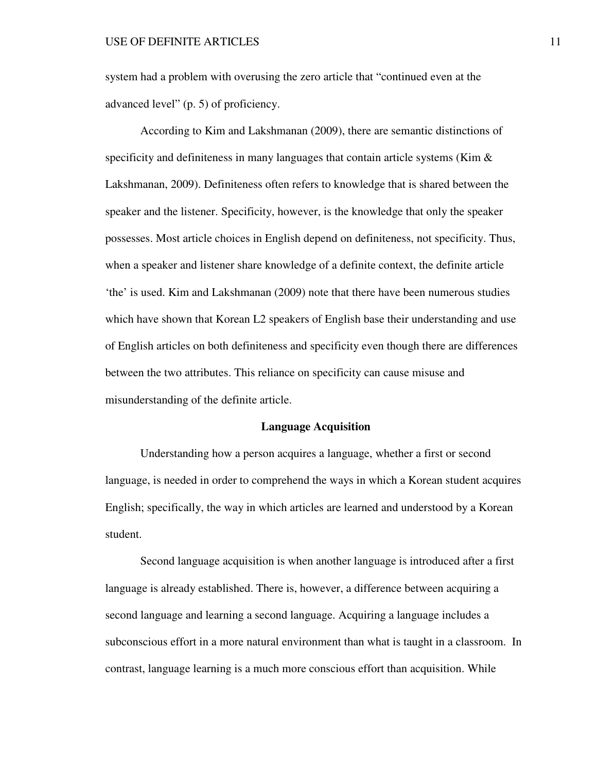system had a problem with overusing the zero article that "continued even at the advanced level" (p. 5) of proficiency.

According to Kim and Lakshmanan (2009), there are semantic distinctions of specificity and definiteness in many languages that contain article systems (Kim & Lakshmanan, 2009). Definiteness often refers to knowledge that is shared between the speaker and the listener. Specificity, however, is the knowledge that only the speaker possesses. Most article choices in English depend on definiteness, not specificity. Thus, when a speaker and listener share knowledge of a definite context, the definite article 'the' is used. Kim and Lakshmanan (2009) note that there have been numerous studies which have shown that Korean L2 speakers of English base their understanding and use of English articles on both definiteness and specificity even though there are differences between the two attributes. This reliance on specificity can cause misuse and misunderstanding of the definite article.

## Language Acquisition

Understanding how a person acquires a language, whether a first or second language, is needed in order to comprehend the ways in which a Korean student acquires English; specifically, the way in which articles are learned and understood by a Korean student.

Second language acquisition is when another language is introduced after a first language is already established. There is, however, a difference between acquiring a second language and learning a second language. Acquiring a language includes a subconscious effort in a more natural environment than what is taught in a classroom. In contrast, language learning is a much more conscious effort than acquisition. While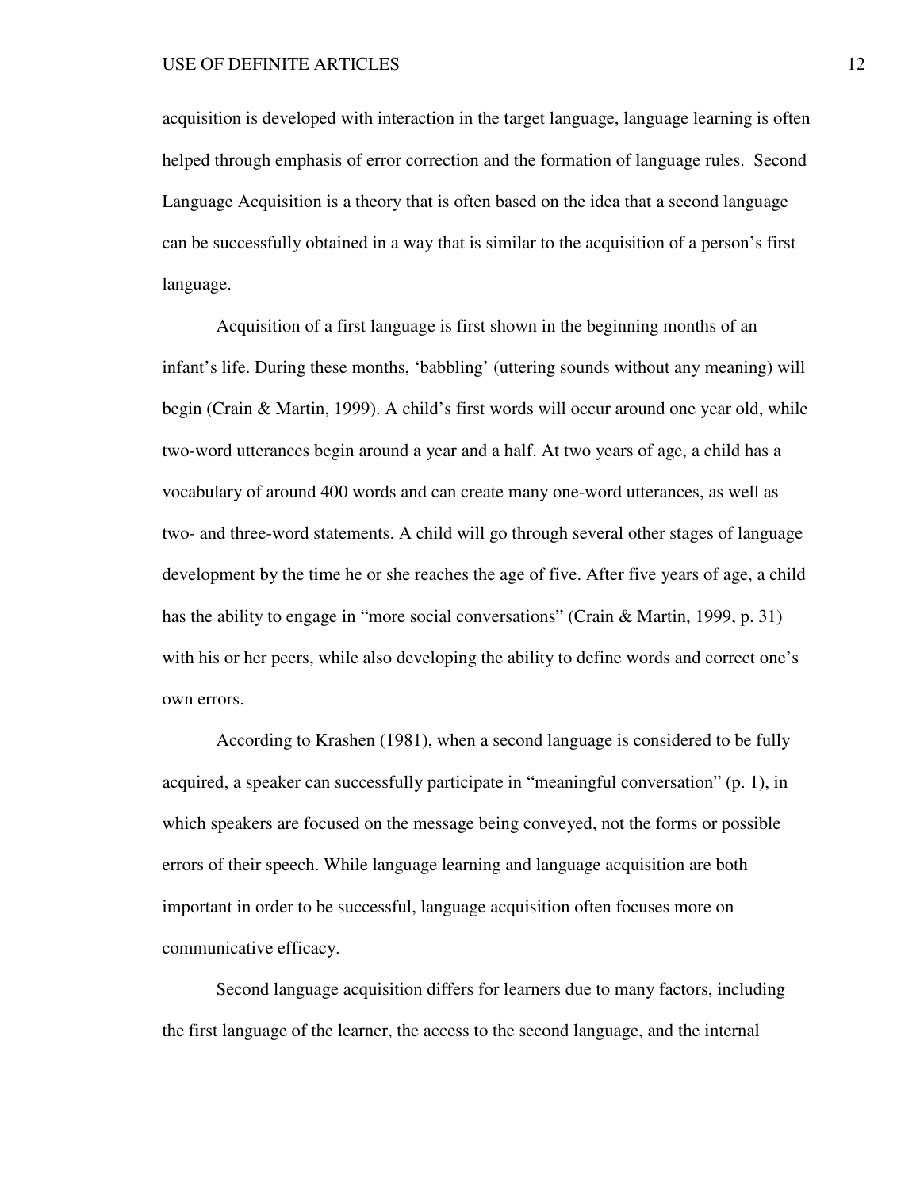acquisition is developed with interaction in the target language, language learning is often helped through emphasis of error correction and the formation of language rules. Second Language Acquisition is a theory that is often based on the idea that a second language can be successfully obtained in a way that is similar to the acquisition of a person's first language.

Acquisition of a first language is first shown in the beginning months of an infant's life. During these months, 'babbling' (uttering sounds without any meaning) will begin (Crain & Martin, 1999). A child's first words will occur around one year old, while two-word utterances begin around a year and a half. At two years of age, a child has a vocabulary of around 400 words and can create many one-word utterances, as well as two- and three-word statements. A child will go through several other stages of language development by the time he or she reaches the age of five. After five years of age, a child has the ability to engage in "more social conversations" (Crain & Martin, 1999, p. 31) with his or her peers, while also developing the ability to define words and correct one's own errors.

According to Krashen (1981), when a second language is considered to be fully acquired, a speaker can successfully participate in "meaningful conversation" (p. 1), in which speakers are focused on the message being conveyed, not the forms or possible errors of their speech. While language learning and language acquisition are both important in order to be successful, language acquisition often focuses more on communicative efficacy.

Second language acquisition differs for learners due to many factors, including the first language of the learner, the access to the second language, and the internal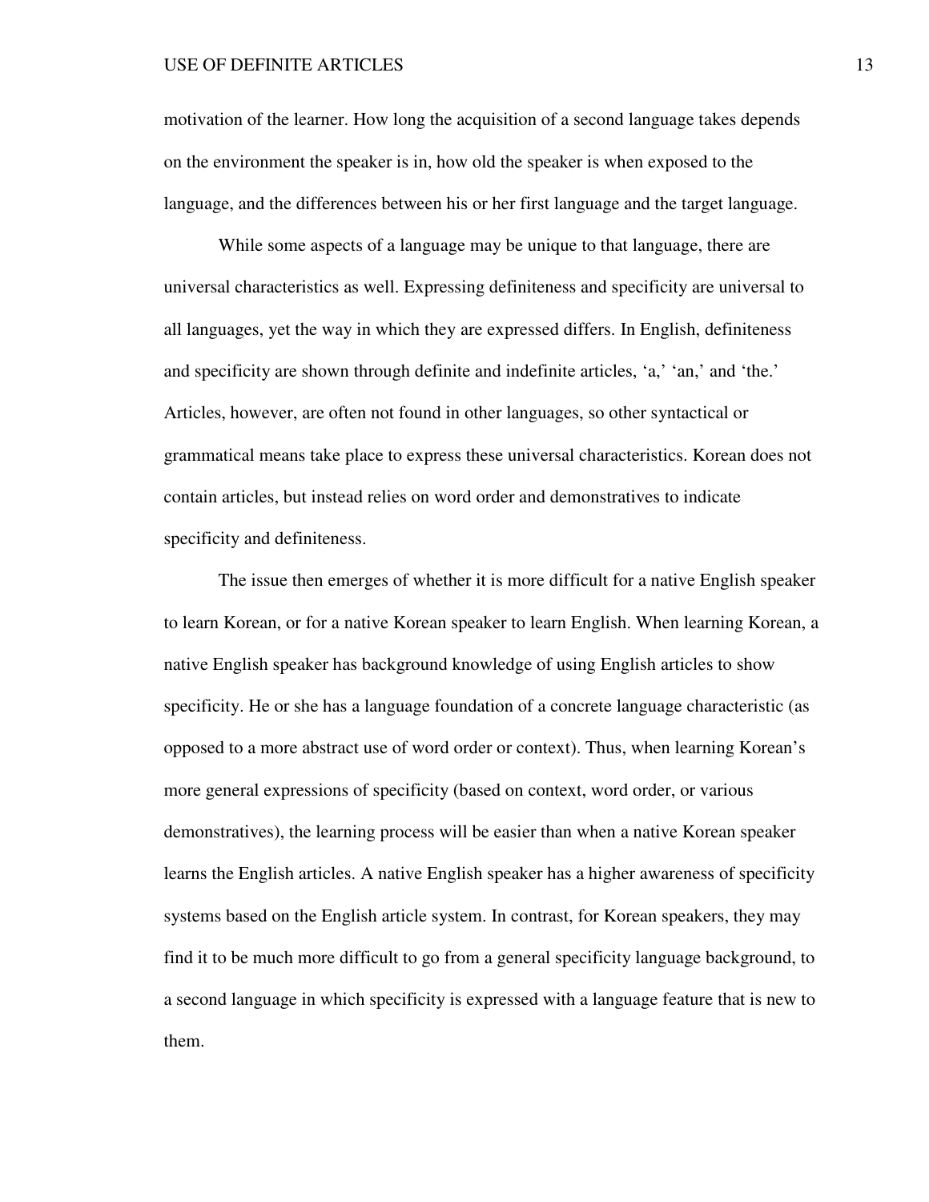motivation of the learner. How long the acquisition of a second language takes depends on the environment the speaker is in, how old the speaker is when exposed to the language, and the differences between his or her first language and the target language.

While some aspects of a language may be unique to that language, there are universal characteristics as well. Expressing definiteness and specificity are universal to all languages, yet the way in which they are expressed differs. In English, definiteness and specificity are shown through definite and indefinite articles, 'a,' 'an,' and 'the.' Articles, however, are often not found in other languages, so other syntactical or grammatical means take place to express these universal characteristics. Korean does not contain articles, but instead relies on word order and demonstratives to indicate specificity and definiteness.

The issue then emerges of whether it is more difficult for a native English speaker to learn Korean, or for a native Korean speaker to learn English. When learning Korean, a native English speaker has background knowledge of using English articles to show specificity. He or she has a language foundation of a concrete language characteristic (as opposed to a more abstract use of word order or context). Thus, when learning Korean's more general expressions of specificity (based on context, word order, or various demonstratives), the learning process will be easier than when a native Korean speaker learns the English articles. A native English speaker has a higher awareness of specificity systems based on the English article system. In contrast, for Korean speakers, they may find it to be much more difficult to go from a general specificity language background, to a second language in which specificity is expressed with a language feature that is new to them.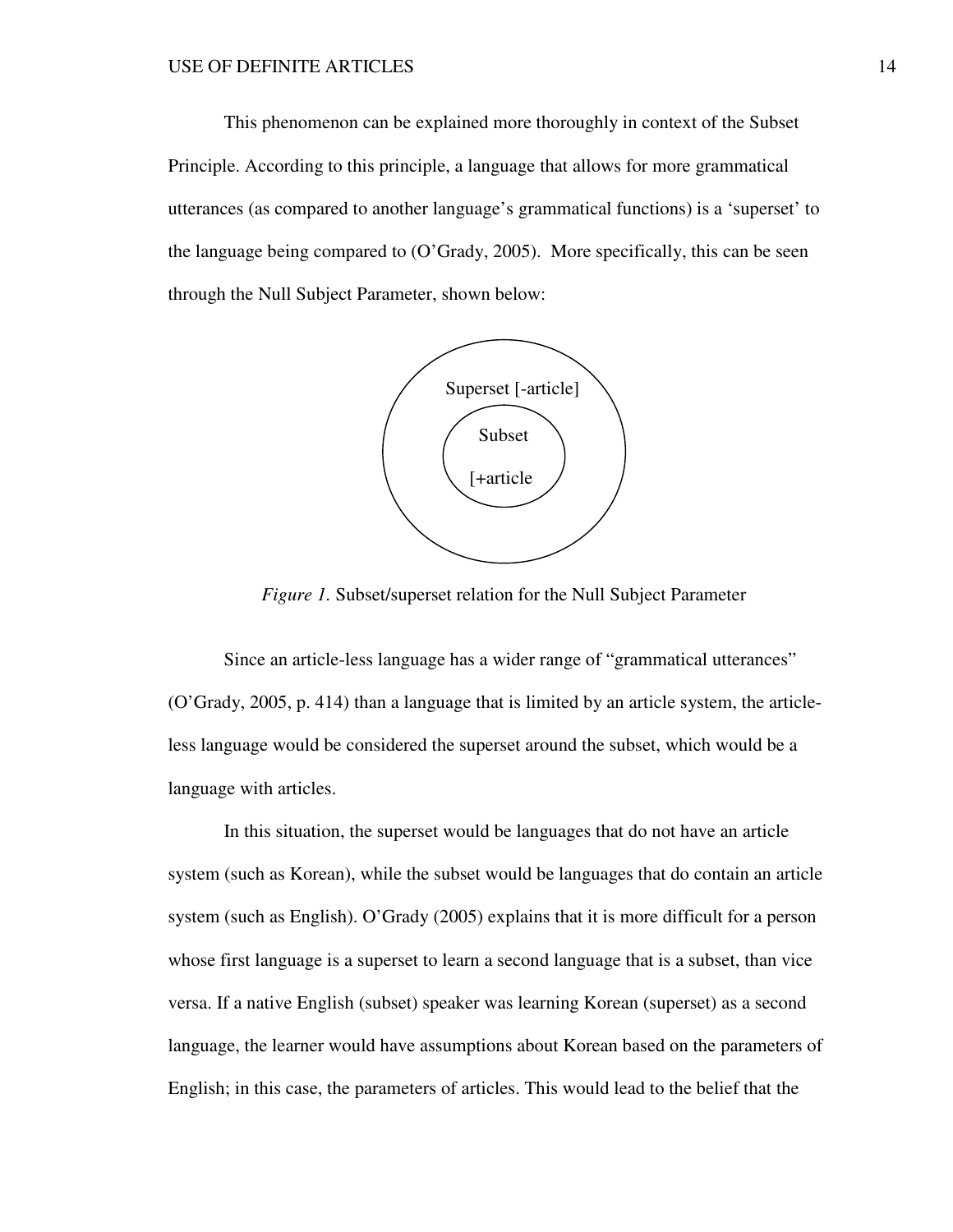This phenomenon can be explained more thoroughly in context of the Subset Principle. According to this principle, a language that allows for more grammatical utterances (as compared to another language's grammatical functions) is a 'superset' to the language being compared to (O'Grady, 2005). More specifically, this can be seen through the Null Subject Parameter, shown below:

Superset [-article]

Subset

[+article

*Figure 1.* Subset/superset relation for the Null Subject Parameter

Since an article-less language has a wider range of "grammatical utterances" (O'Grady, 2005, p. 414) than a language that is limited by an article system, the article-less language would be considered the superset around the subset, which would be a language with articles.

In this situation, the superset would be languages that do not have an article system (such as Korean), while the subset would be languages that do contain an article system (such as English). O'Grady (2005) explains that it is more difficult for a person whose first language is a superset to learn a second language that is a subset, than vice versa. If a native English (subset) speaker was learning Korean (superset) as a second language, the learner would have assumptions about Korean based on the parameters of English; in this case, the parameters of articles. This would lead to the belief that the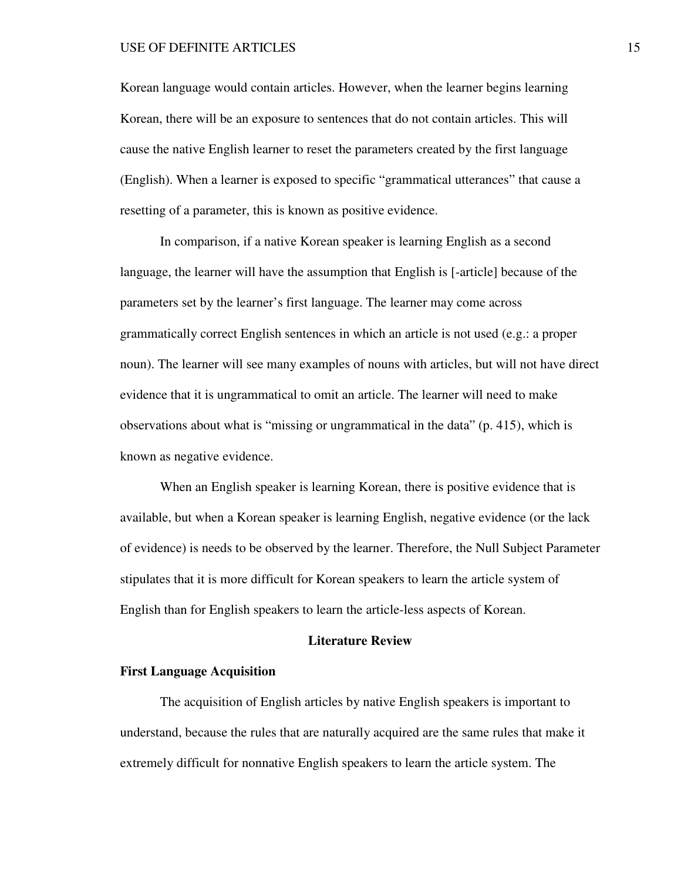Korean language would contain articles. However, when the learner begins learning Korean, there will be an exposure to sentences that do not contain articles. This will cause the native English learner to reset the parameters created by the first language (English). When a learner is exposed to specific “grammatical utterances” that cause a resetting of a parameter, this is known as positive evidence.

In comparison, if a native Korean speaker is learning English as a second language, the learner will have the assumption that English is [-article] because of the parameters set by the learner’s first language. The learner may come across grammatically correct English sentences in which an article is not used (e.g.: a proper noun). The learner will see many examples of nouns with articles, but will not have direct evidence that it is ungrammatical to omit an article. The learner will need to make observations about what is “missing or ungrammatical in the data” (p. 415), which is known as negative evidence.

When an English speaker is learning Korean, there is positive evidence that is available, but when a Korean speaker is learning English, negative evidence (or the lack of evidence) is needs to be observed by the learner. Therefore, the Null Subject Parameter stipulates that it is more difficult for Korean speakers to learn the article system of English than for English speakers to learn the article-less aspects of Korean.

## Literature Review

### First Language Acquisition

The acquisition of English articles by native English speakers is important to understand, because the rules that are naturally acquired are the same rules that make it extremely difficult for nonnative English speakers to learn the article system. The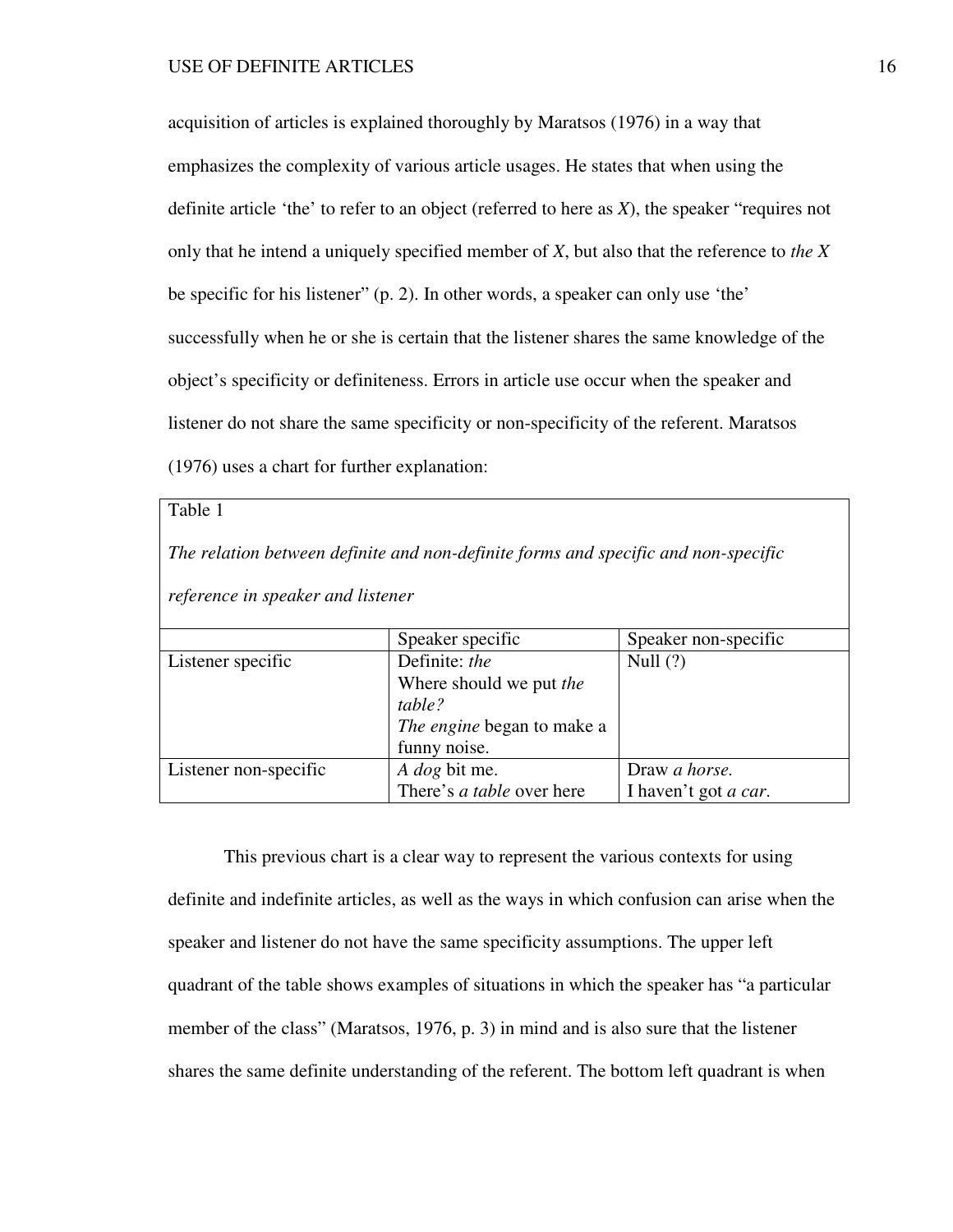acquisition of articles is explained thoroughly by Maratsos (1976) in a way that emphasizes the complexity of various article usages. He states that when using the definite article 'the' to refer to an object (referred to here as *X*), the speaker "requires not only that he intend a uniquely specified member of *X*, but also that the reference to *the X* be specific for his listener" (p. 2). In other words, a speaker can only use 'the' successfully when he or she is certain that the listener shares the same knowledge of the object's specificity or definiteness. Errors in article use occur when the speaker and listener do not share the same specificity or non-specificity of the referent. Maratsos (1976) uses a chart for further explanation:

Table 1

*The relation between definite and non-definite forms and specific and non-specific reference in speaker and listener*

| | Speaker specific | Speaker non-specific |
|---|---|---|
| Listener specific | Definite: *the*<br>Where should we put *the table?*<br>*The engine* began to make a funny noise. | Null (?) |
| Listener non-specific | *A dog* bit me.<br>There's *a table* over here | Draw *a horse.*<br>I haven't got *a car*. |

This previous chart is a clear way to represent the various contexts for using definite and indefinite articles, as well as the ways in which confusion can arise when the speaker and listener do not have the same specificity assumptions. The upper left quadrant of the table shows examples of situations in which the speaker has "a particular member of the class" (Maratsos, 1976, p. 3) in mind and is also sure that the listener shares the same definite understanding of the referent. The bottom left quadrant is when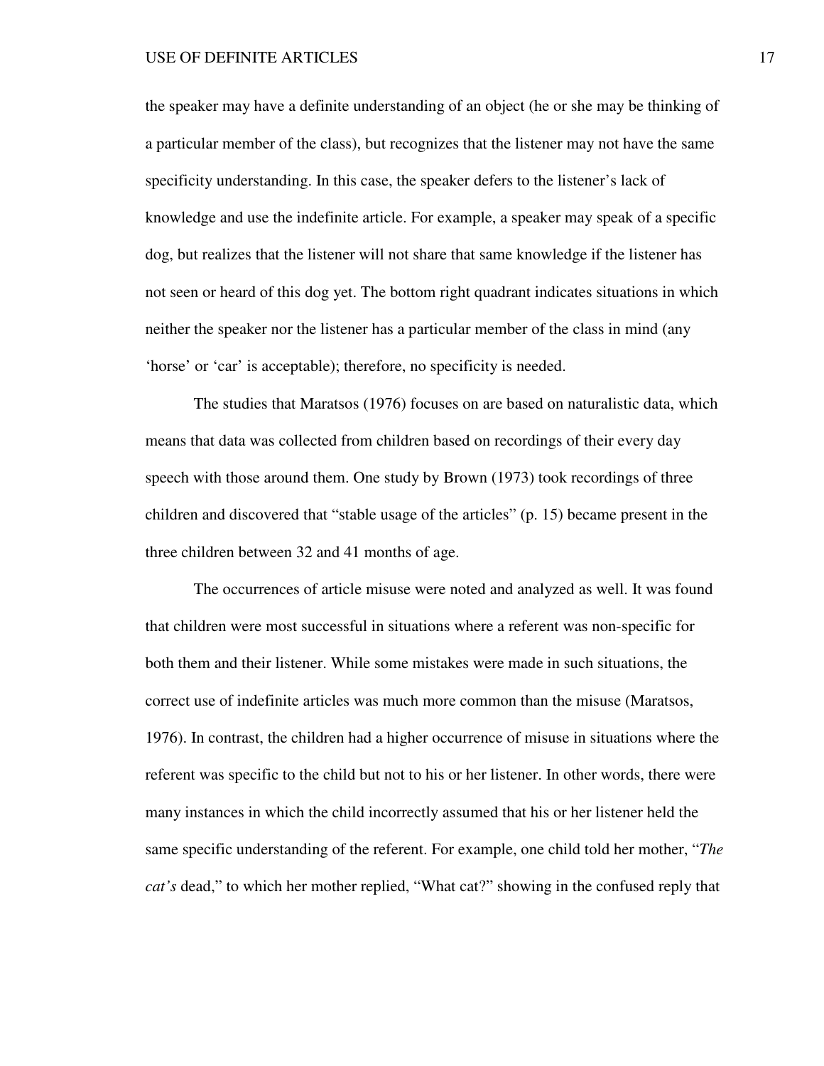the speaker may have a definite understanding of an object (he or she may be thinking of a particular member of the class), but recognizes that the listener may not have the same specificity understanding. In this case, the speaker defers to the listener's lack of knowledge and use the indefinite article. For example, a speaker may speak of a specific dog, but realizes that the listener will not share that same knowledge if the listener has not seen or heard of this dog yet. The bottom right quadrant indicates situations in which neither the speaker nor the listener has a particular member of the class in mind (any 'horse' or 'car' is acceptable); therefore, no specificity is needed.

The studies that Maratsos (1976) focuses on are based on naturalistic data, which means that data was collected from children based on recordings of their every day speech with those around them. One study by Brown (1973) took recordings of three children and discovered that "stable usage of the articles" (p. 15) became present in the three children between 32 and 41 months of age.

The occurrences of article misuse were noted and analyzed as well. It was found that children were most successful in situations where a referent was non-specific for both them and their listener. While some mistakes were made in such situations, the correct use of indefinite articles was much more common than the misuse (Maratsos, 1976). In contrast, the children had a higher occurrence of misuse in situations where the referent was specific to the child but not to his or her listener. In other words, there were many instances in which the child incorrectly assumed that his or her listener held the same specific understanding of the referent. For example, one child told her mother, "*The cat's* dead," to which her mother replied, "What cat?" showing in the confused reply that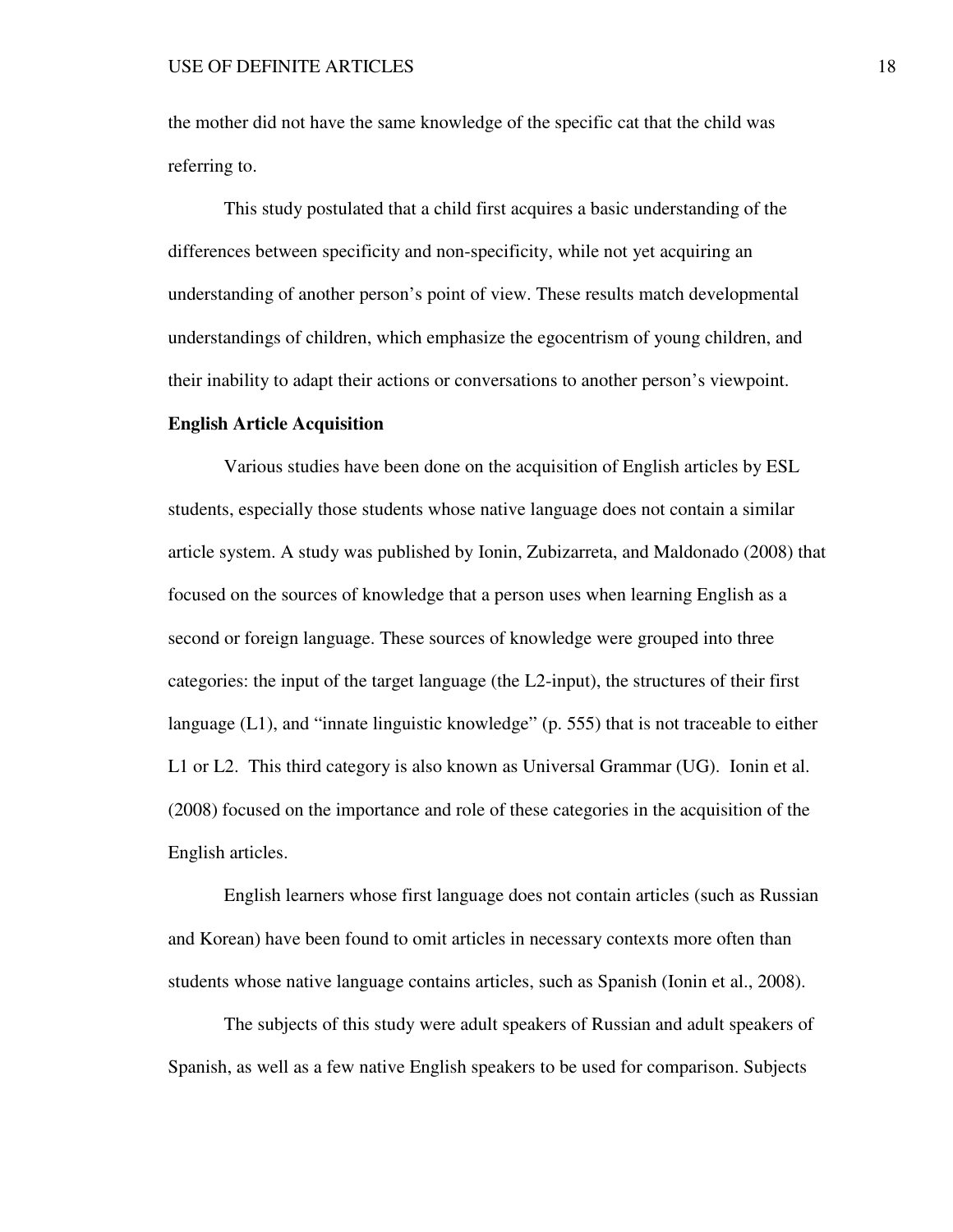the mother did not have the same knowledge of the specific cat that the child was referring to.

This study postulated that a child first acquires a basic understanding of the differences between specificity and non-specificity, while not yet acquiring an understanding of another person's point of view. These results match developmental understandings of children, which emphasize the egocentrism of young children, and their inability to adapt their actions or conversations to another person's viewpoint.

**English Article Acquisition**

Various studies have been done on the acquisition of English articles by ESL students, especially those students whose native language does not contain a similar article system. A study was published by Ionin, Zubizarreta, and Maldonado (2008) that focused on the sources of knowledge that a person uses when learning English as a second or foreign language. These sources of knowledge were grouped into three categories: the input of the target language (the L2-input), the structures of their first language (L1), and "innate linguistic knowledge" (p. 555) that is not traceable to either L1 or L2. This third category is also known as Universal Grammar (UG). Ionin et al. (2008) focused on the importance and role of these categories in the acquisition of the English articles.

English learners whose first language does not contain articles (such as Russian and Korean) have been found to omit articles in necessary contexts more often than students whose native language contains articles, such as Spanish (Ionin et al., 2008).

The subjects of this study were adult speakers of Russian and adult speakers of Spanish, as well as a few native English speakers to be used for comparison. Subjects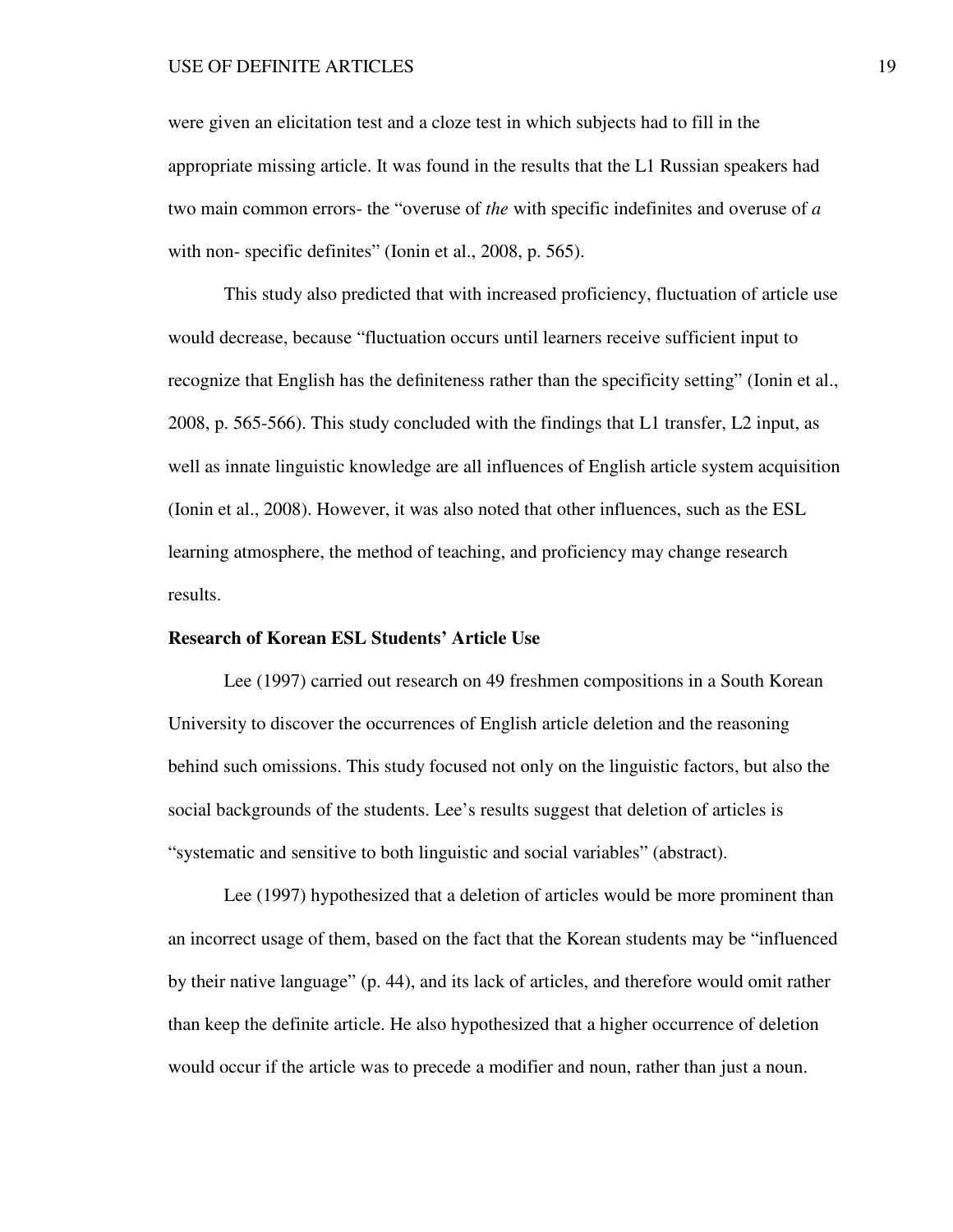were given an elicitation test and a cloze test in which subjects had to fill in the appropriate missing article. It was found in the results that the L1 Russian speakers had two main common errors- the "overuse of *the* with specific indefinites and overuse of *a* with non- specific definites" (Ionin et al., 2008, p. 565).

This study also predicted that with increased proficiency, fluctuation of article use would decrease, because "fluctuation occurs until learners receive sufficient input to recognize that English has the definiteness rather than the specificity setting" (Ionin et al., 2008, p. 565-566). This study concluded with the findings that L1 transfer, L2 input, as well as innate linguistic knowledge are all influences of English article system acquisition (Ionin et al., 2008). However, it was also noted that other influences, such as the ESL learning atmosphere, the method of teaching, and proficiency may change research results.

**Research of Korean ESL Students' Article Use**

Lee (1997) carried out research on 49 freshmen compositions in a South Korean University to discover the occurrences of English article deletion and the reasoning behind such omissions. This study focused not only on the linguistic factors, but also the social backgrounds of the students. Lee's results suggest that deletion of articles is "systematic and sensitive to both linguistic and social variables" (abstract).

Lee (1997) hypothesized that a deletion of articles would be more prominent than an incorrect usage of them, based on the fact that the Korean students may be "influenced by their native language" (p. 44), and its lack of articles, and therefore would omit rather than keep the definite article. He also hypothesized that a higher occurrence of deletion would occur if the article was to precede a modifier and noun, rather than just a noun.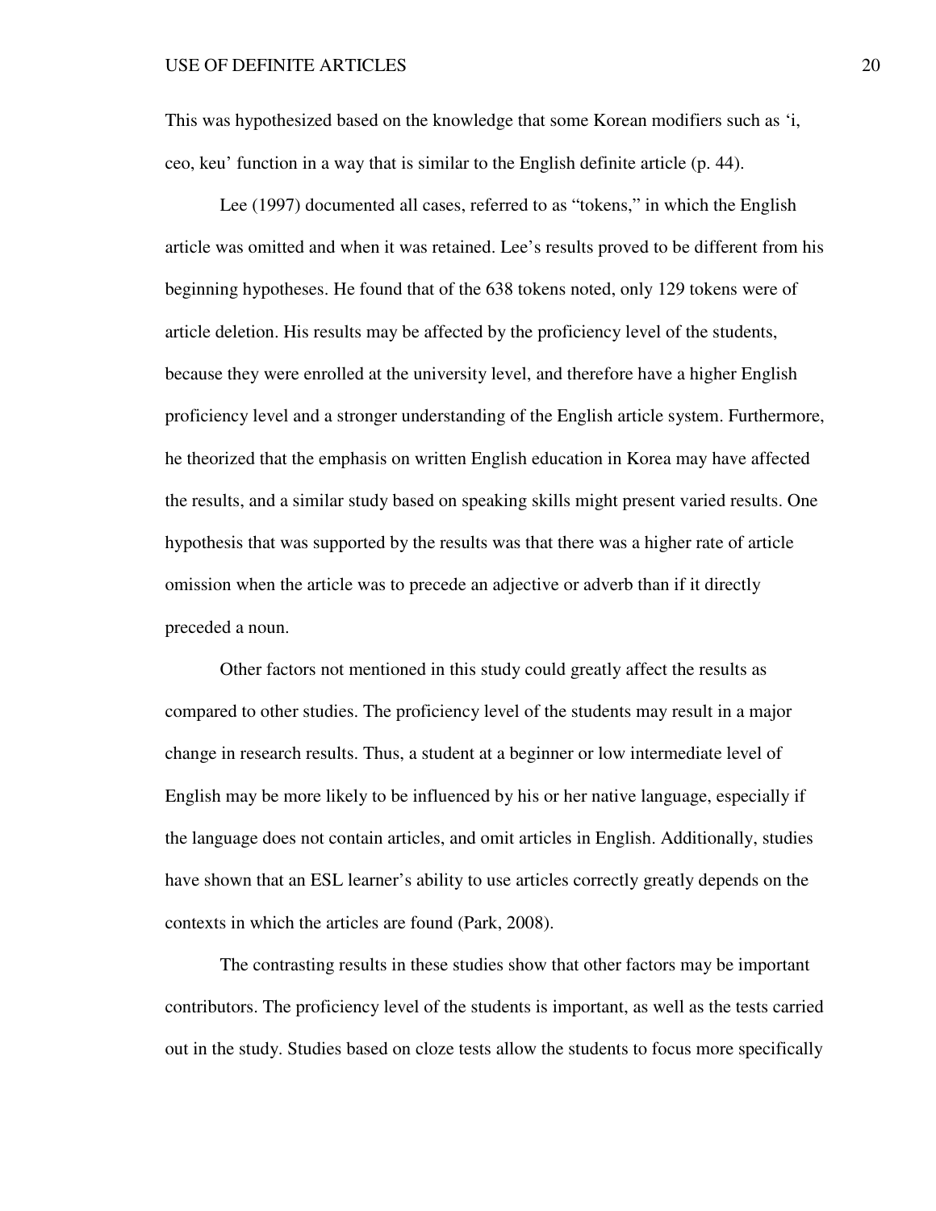This was hypothesized based on the knowledge that some Korean modifiers such as 'i, ceo, keu' function in a way that is similar to the English definite article (p. 44).

Lee (1997) documented all cases, referred to as "tokens," in which the English article was omitted and when it was retained. Lee's results proved to be different from his beginning hypotheses. He found that of the 638 tokens noted, only 129 tokens were of article deletion. His results may be affected by the proficiency level of the students, because they were enrolled at the university level, and therefore have a higher English proficiency level and a stronger understanding of the English article system. Furthermore, he theorized that the emphasis on written English education in Korea may have affected the results, and a similar study based on speaking skills might present varied results. One hypothesis that was supported by the results was that there was a higher rate of article omission when the article was to precede an adjective or adverb than if it directly preceded a noun.

Other factors not mentioned in this study could greatly affect the results as compared to other studies. The proficiency level of the students may result in a major change in research results. Thus, a student at a beginner or low intermediate level of English may be more likely to be influenced by his or her native language, especially if the language does not contain articles, and omit articles in English. Additionally, studies have shown that an ESL learner's ability to use articles correctly greatly depends on the contexts in which the articles are found (Park, 2008).

The contrasting results in these studies show that other factors may be important contributors. The proficiency level of the students is important, as well as the tests carried out in the study. Studies based on cloze tests allow the students to focus more specifically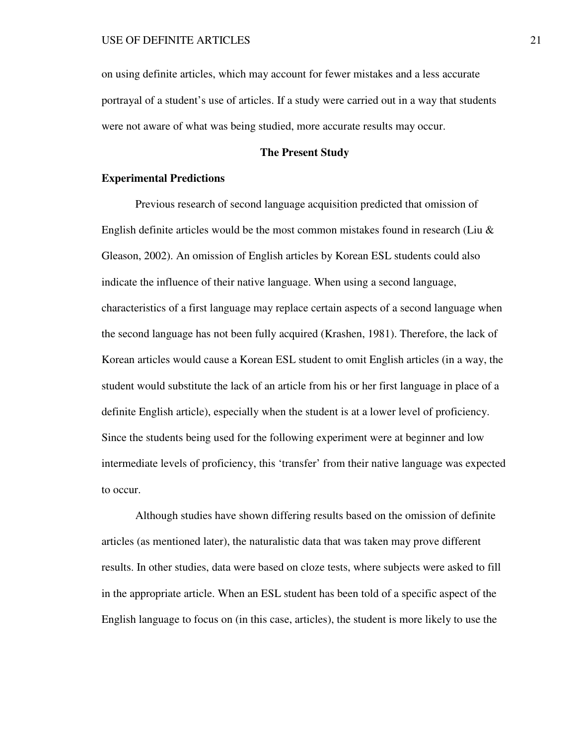on using definite articles, which may account for fewer mistakes and a less accurate portrayal of a student's use of articles. If a study were carried out in a way that students were not aware of what was being studied, more accurate results may occur.

## The Present Study

### Experimental Predictions

Previous research of second language acquisition predicted that omission of English definite articles would be the most common mistakes found in research (Liu & Gleason, 2002). An omission of English articles by Korean ESL students could also indicate the influence of their native language. When using a second language, characteristics of a first language may replace certain aspects of a second language when the second language has not been fully acquired (Krashen, 1981). Therefore, the lack of Korean articles would cause a Korean ESL student to omit English articles (in a way, the student would substitute the lack of an article from his or her first language in place of a definite English article), especially when the student is at a lower level of proficiency. Since the students being used for the following experiment were at beginner and low intermediate levels of proficiency, this 'transfer' from their native language was expected to occur.

Although studies have shown differing results based on the omission of definite articles (as mentioned later), the naturalistic data that was taken may prove different results. In other studies, data were based on cloze tests, where subjects were asked to fill in the appropriate article. When an ESL student has been told of a specific aspect of the English language to focus on (in this case, articles), the student is more likely to use the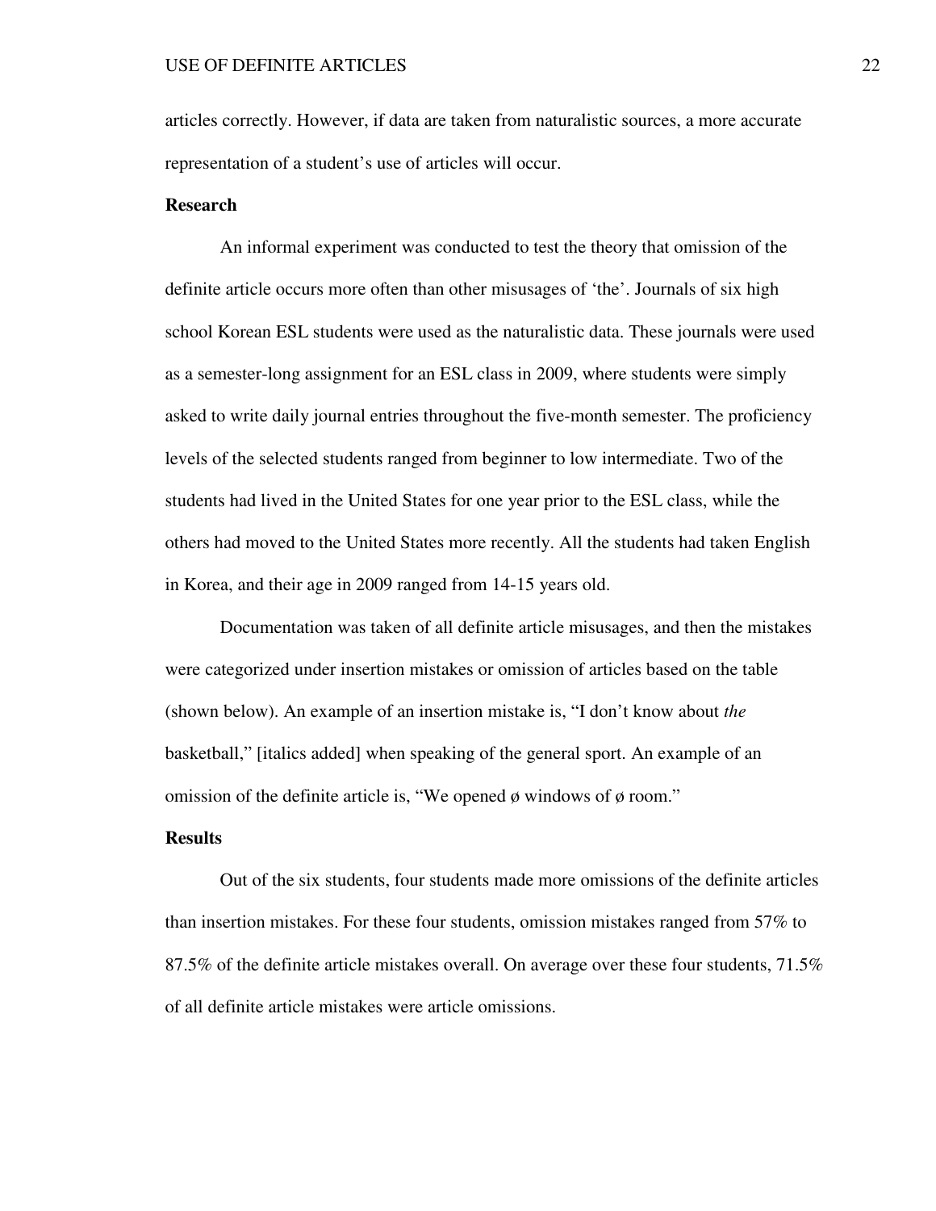articles correctly. However, if data are taken from naturalistic sources, a more accurate representation of a student's use of articles will occur.

**Research**

An informal experiment was conducted to test the theory that omission of the definite article occurs more often than other misusages of 'the'. Journals of six high school Korean ESL students were used as the naturalistic data. These journals were used as a semester-long assignment for an ESL class in 2009, where students were simply asked to write daily journal entries throughout the five-month semester. The proficiency levels of the selected students ranged from beginner to low intermediate. Two of the students had lived in the United States for one year prior to the ESL class, while the others had moved to the United States more recently. All the students had taken English in Korea, and their age in 2009 ranged from 14-15 years old.

Documentation was taken of all definite article misusages, and then the mistakes were categorized under insertion mistakes or omission of articles based on the table (shown below). An example of an insertion mistake is, "I don't know about *the* basketball," [italics added] when speaking of the general sport. An example of an omission of the definite article is, "We opened ø windows of ø room."

**Results**

Out of the six students, four students made more omissions of the definite articles than insertion mistakes. For these four students, omission mistakes ranged from 57% to 87.5% of the definite article mistakes overall. On average over these four students, 71.5% of all definite article mistakes were article omissions.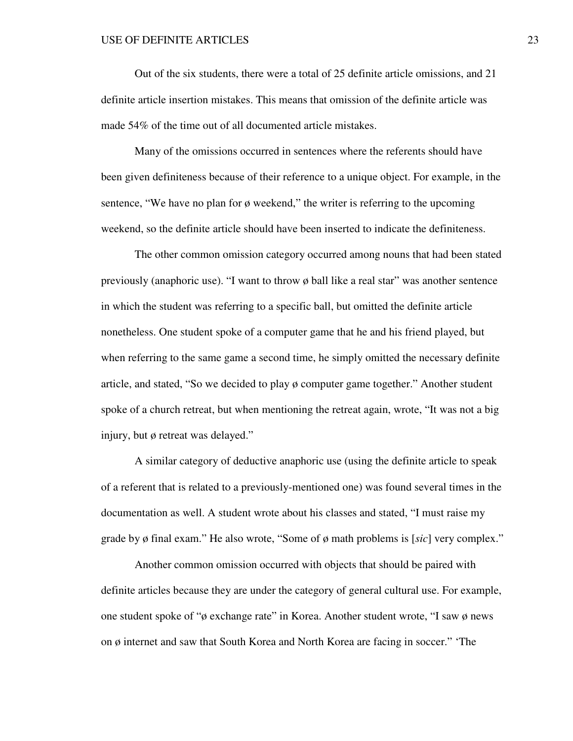Out of the six students, there were a total of 25 definite article omissions, and 21 definite article insertion mistakes. This means that omission of the definite article was made 54% of the time out of all documented article mistakes.

Many of the omissions occurred in sentences where the referents should have been given definiteness because of their reference to a unique object. For example, in the sentence, "We have no plan for ø weekend," the writer is referring to the upcoming weekend, so the definite article should have been inserted to indicate the definiteness.

The other common omission category occurred among nouns that had been stated previously (anaphoric use). "I want to throw ø ball like a real star" was another sentence in which the student was referring to a specific ball, but omitted the definite article nonetheless. One student spoke of a computer game that he and his friend played, but when referring to the same game a second time, he simply omitted the necessary definite article, and stated, "So we decided to play ø computer game together." Another student spoke of a church retreat, but when mentioning the retreat again, wrote, "It was not a big injury, but ø retreat was delayed."

A similar category of deductive anaphoric use (using the definite article to speak of a referent that is related to a previously-mentioned one) was found several times in the documentation as well. A student wrote about his classes and stated, "I must raise my grade by ø final exam." He also wrote, "Some of ø math problems is [*sic*] very complex."

Another common omission occurred with objects that should be paired with definite articles because they are under the category of general cultural use. For example, one student spoke of "ø exchange rate" in Korea. Another student wrote, "I saw ø news on ø internet and saw that South Korea and North Korea are facing in soccer." 'The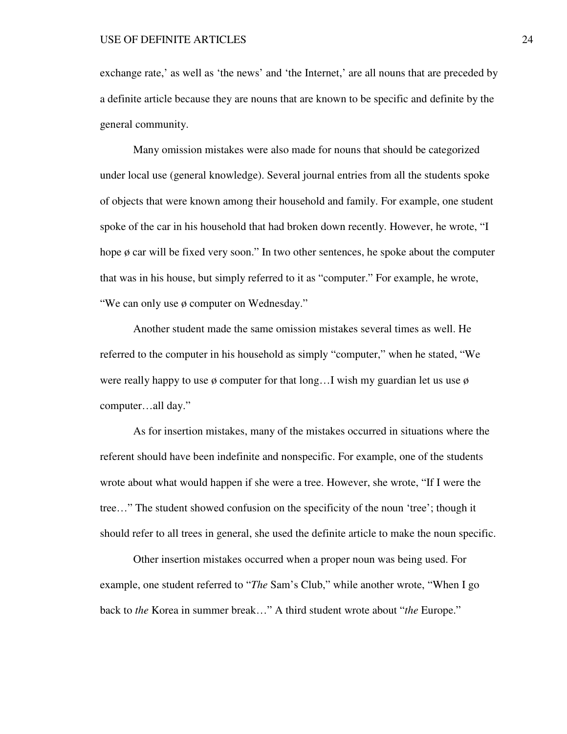exchange rate,' as well as 'the news' and 'the Internet,' are all nouns that are preceded by a definite article because they are nouns that are known to be specific and definite by the general community.

Many omission mistakes were also made for nouns that should be categorized under local use (general knowledge). Several journal entries from all the students spoke of objects that were known among their household and family. For example, one student spoke of the car in his household that had broken down recently. However, he wrote, "I hope ø car will be fixed very soon." In two other sentences, he spoke about the computer that was in his house, but simply referred to it as "computer." For example, he wrote, "We can only use ø computer on Wednesday."

Another student made the same omission mistakes several times as well. He referred to the computer in his household as simply "computer," when he stated, "We were really happy to use ø computer for that long…I wish my guardian let us use ø computer…all day."

As for insertion mistakes, many of the mistakes occurred in situations where the referent should have been indefinite and nonspecific. For example, one of the students wrote about what would happen if she were a tree. However, she wrote, "If I were the tree…" The student showed confusion on the specificity of the noun 'tree'; though it should refer to all trees in general, she used the definite article to make the noun specific.

Other insertion mistakes occurred when a proper noun was being used. For example, one student referred to "*The* Sam's Club," while another wrote, "When I go back to *the* Korea in summer break…" A third student wrote about "*the* Europe."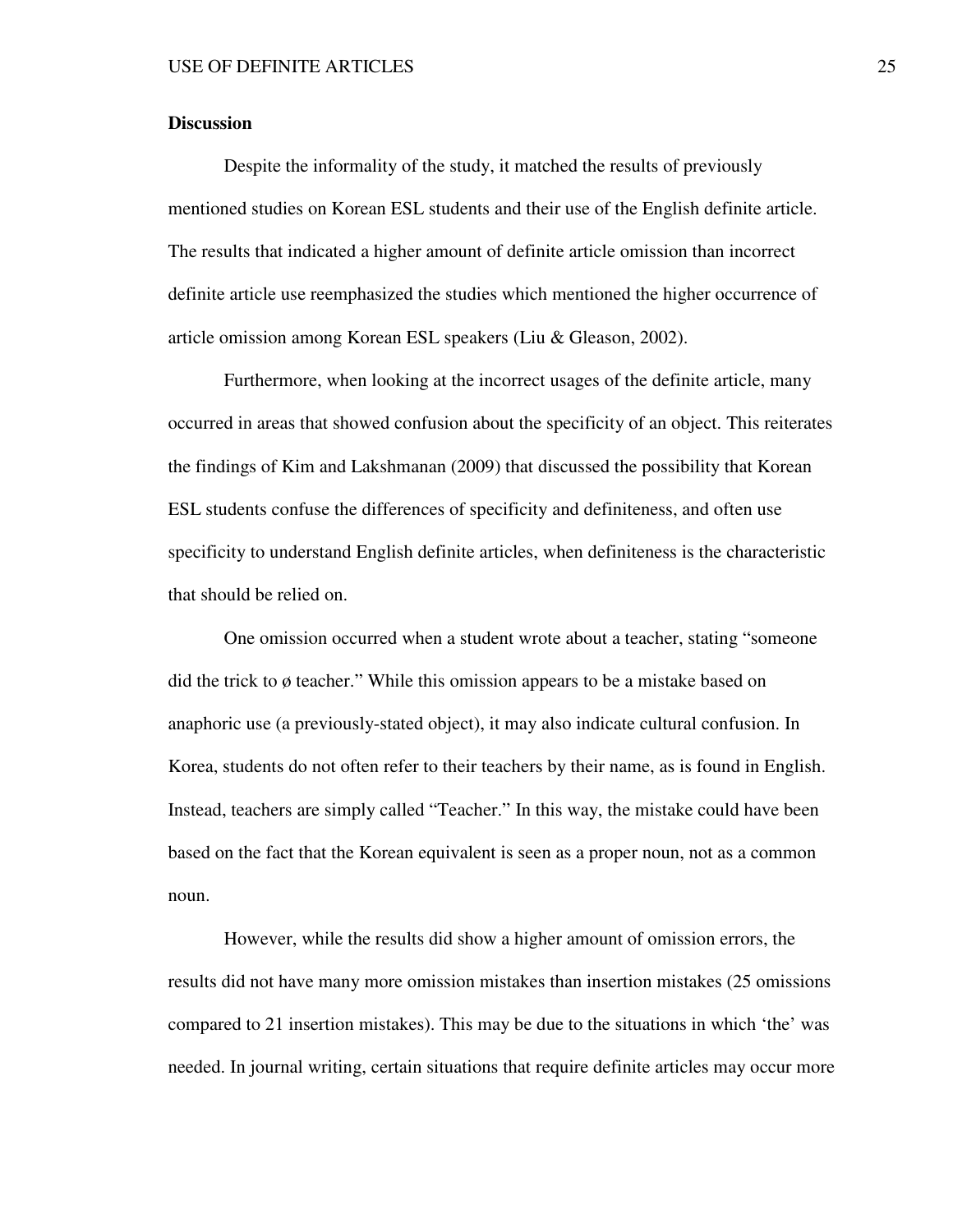**Discussion**

Despite the informality of the study, it matched the results of previously mentioned studies on Korean ESL students and their use of the English definite article. The results that indicated a higher amount of definite article omission than incorrect definite article use reemphasized the studies which mentioned the higher occurrence of article omission among Korean ESL speakers (Liu & Gleason, 2002).

Furthermore, when looking at the incorrect usages of the definite article, many occurred in areas that showed confusion about the specificity of an object. This reiterates the findings of Kim and Lakshmanan (2009) that discussed the possibility that Korean ESL students confuse the differences of specificity and definiteness, and often use specificity to understand English definite articles, when definiteness is the characteristic that should be relied on.

One omission occurred when a student wrote about a teacher, stating "someone did the trick to ø teacher." While this omission appears to be a mistake based on anaphoric use (a previously-stated object), it may also indicate cultural confusion. In Korea, students do not often refer to their teachers by their name, as is found in English. Instead, teachers are simply called "Teacher." In this way, the mistake could have been based on the fact that the Korean equivalent is seen as a proper noun, not as a common noun.

However, while the results did show a higher amount of omission errors, the results did not have many more omission mistakes than insertion mistakes (25 omissions compared to 21 insertion mistakes). This may be due to the situations in which 'the' was needed. In journal writing, certain situations that require definite articles may occur more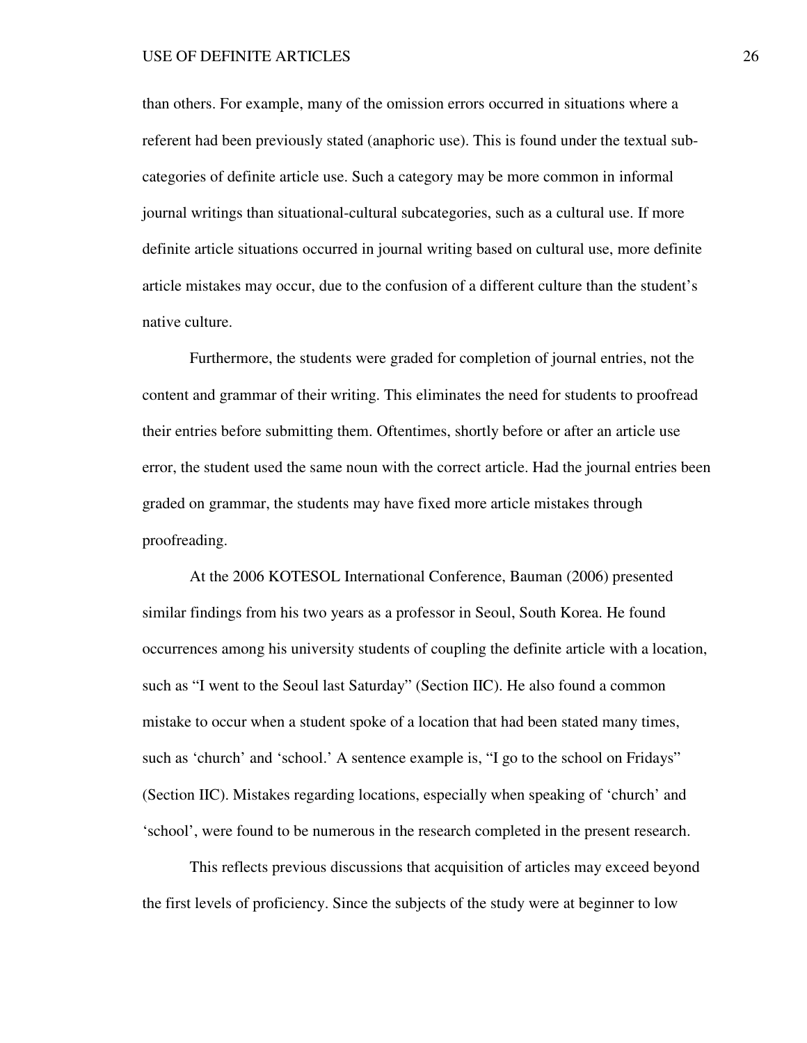than others. For example, many of the omission errors occurred in situations where a referent had been previously stated (anaphoric use). This is found under the textual sub-categories of definite article use. Such a category may be more common in informal journal writings than situational-cultural subcategories, such as a cultural use. If more definite article situations occurred in journal writing based on cultural use, more definite article mistakes may occur, due to the confusion of a different culture than the student's native culture.

Furthermore, the students were graded for completion of journal entries, not the content and grammar of their writing. This eliminates the need for students to proofread their entries before submitting them. Oftentimes, shortly before or after an article use error, the student used the same noun with the correct article. Had the journal entries been graded on grammar, the students may have fixed more article mistakes through proofreading.

At the 2006 KOTESOL International Conference, Bauman (2006) presented similar findings from his two years as a professor in Seoul, South Korea. He found occurrences among his university students of coupling the definite article with a location, such as "I went to the Seoul last Saturday" (Section IIC). He also found a common mistake to occur when a student spoke of a location that had been stated many times, such as 'church' and 'school.' A sentence example is, "I go to the school on Fridays" (Section IIC). Mistakes regarding locations, especially when speaking of 'church' and 'school', were found to be numerous in the research completed in the present research.

This reflects previous discussions that acquisition of articles may exceed beyond the first levels of proficiency. Since the subjects of the study were at beginner to low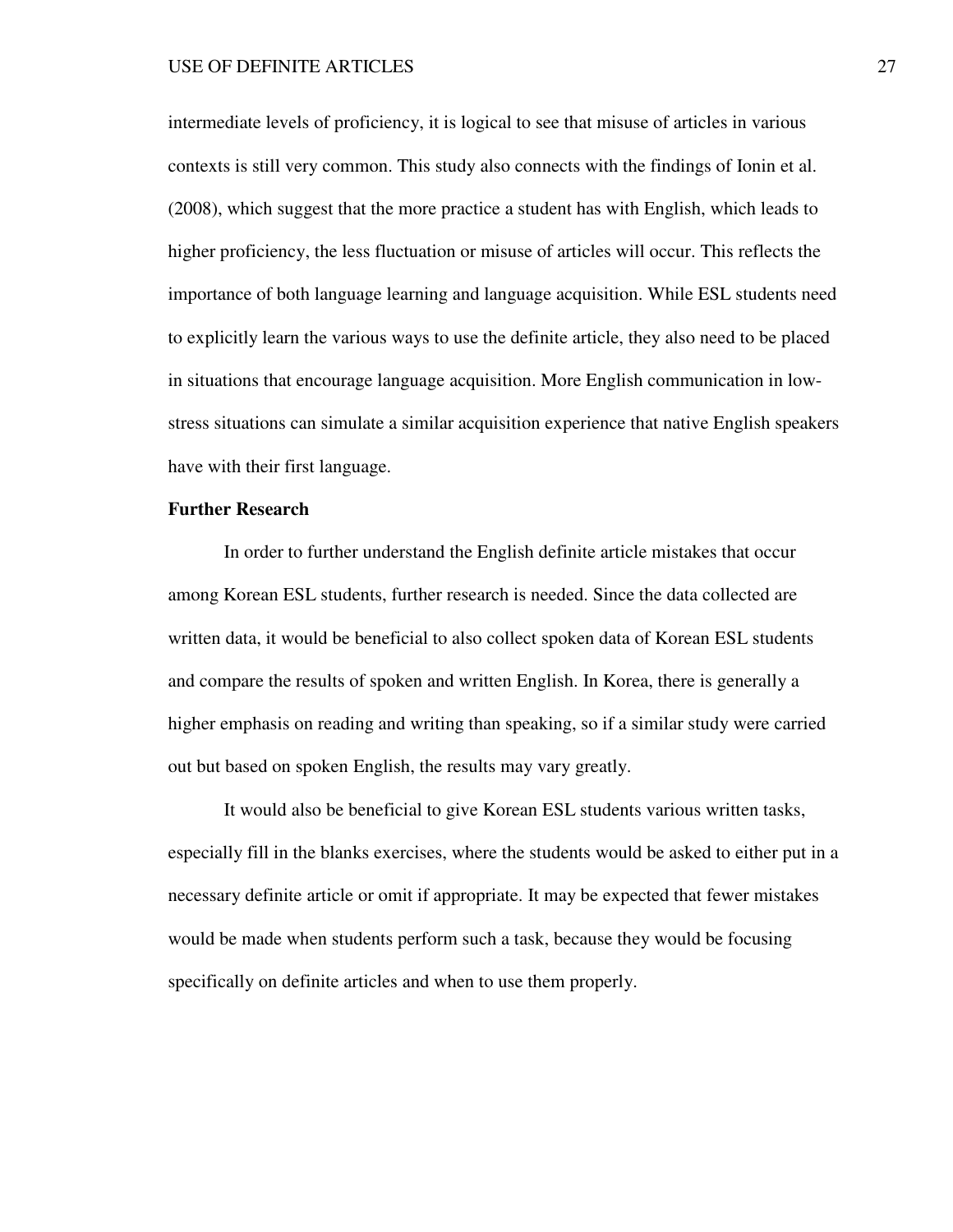intermediate levels of proficiency, it is logical to see that misuse of articles in various contexts is still very common. This study also connects with the findings of Ionin et al. (2008), which suggest that the more practice a student has with English, which leads to higher proficiency, the less fluctuation or misuse of articles will occur. This reflects the importance of both language learning and language acquisition. While ESL students need to explicitly learn the various ways to use the definite article, they also need to be placed in situations that encourage language acquisition. More English communication in low-stress situations can simulate a similar acquisition experience that native English speakers have with their first language.

**Further Research**

In order to further understand the English definite article mistakes that occur among Korean ESL students, further research is needed. Since the data collected are written data, it would be beneficial to also collect spoken data of Korean ESL students and compare the results of spoken and written English. In Korea, there is generally a higher emphasis on reading and writing than speaking, so if a similar study were carried out but based on spoken English, the results may vary greatly.

It would also be beneficial to give Korean ESL students various written tasks, especially fill in the blanks exercises, where the students would be asked to either put in a necessary definite article or omit if appropriate. It may be expected that fewer mistakes would be made when students perform such a task, because they would be focusing specifically on definite articles and when to use them properly.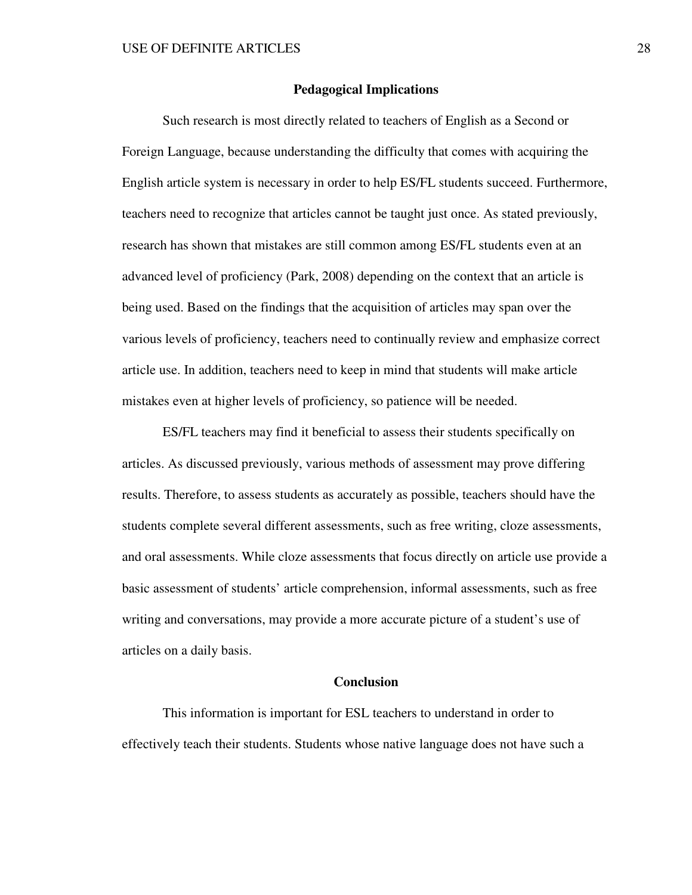## Pedagogical Implications

Such research is most directly related to teachers of English as a Second or Foreign Language, because understanding the difficulty that comes with acquiring the English article system is necessary in order to help ES/FL students succeed. Furthermore, teachers need to recognize that articles cannot be taught just once. As stated previously, research has shown that mistakes are still common among ES/FL students even at an advanced level of proficiency (Park, 2008) depending on the context that an article is being used. Based on the findings that the acquisition of articles may span over the various levels of proficiency, teachers need to continually review and emphasize correct article use. In addition, teachers need to keep in mind that students will make article mistakes even at higher levels of proficiency, so patience will be needed.

ES/FL teachers may find it beneficial to assess their students specifically on articles. As discussed previously, various methods of assessment may prove differing results. Therefore, to assess students as accurately as possible, teachers should have the students complete several different assessments, such as free writing, cloze assessments, and oral assessments. While cloze assessments that focus directly on article use provide a basic assessment of students' article comprehension, informal assessments, such as free writing and conversations, may provide a more accurate picture of a student's use of articles on a daily basis.

## Conclusion

This information is important for ESL teachers to understand in order to effectively teach their students. Students whose native language does not have such a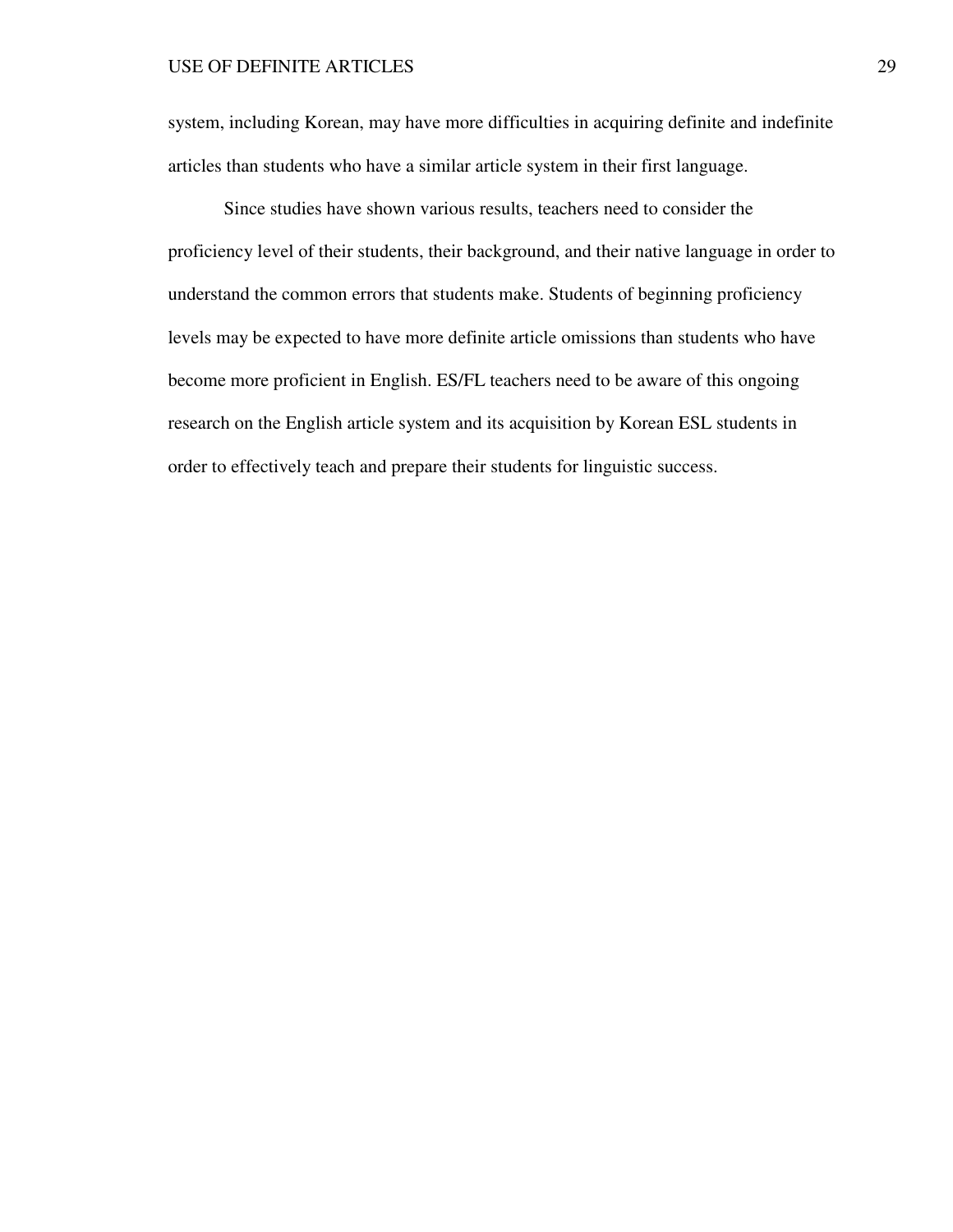system, including Korean, may have more difficulties in acquiring definite and indefinite articles than students who have a similar article system in their first language.

Since studies have shown various results, teachers need to consider the proficiency level of their students, their background, and their native language in order to understand the common errors that students make. Students of beginning proficiency levels may be expected to have more definite article omissions than students who have become more proficient in English. ES/FL teachers need to be aware of this ongoing research on the English article system and its acquisition by Korean ESL students in order to effectively teach and prepare their students for linguistic success.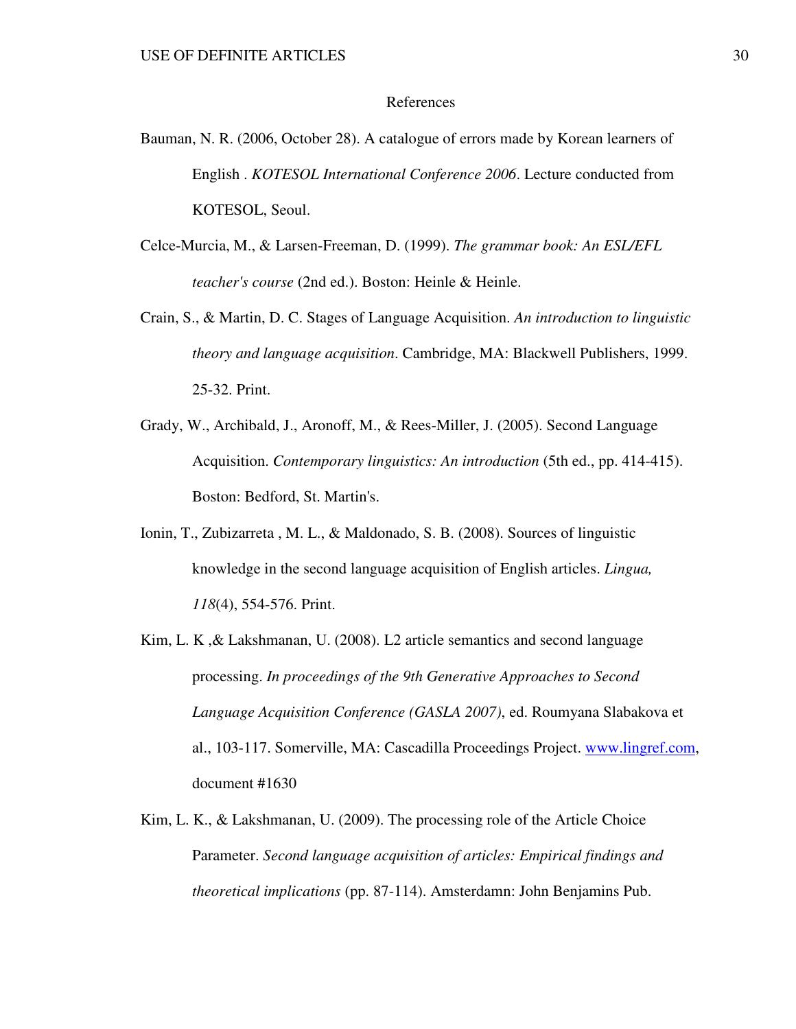# References

Bauman, N. R. (2006, October 28). A catalogue of errors made by Korean learners of English . *KOTESOL International Conference 2006*. Lecture conducted from KOTESOL, Seoul.

Celce-Murcia, M., & Larsen-Freeman, D. (1999). *The grammar book: An ESL/EFL teacher's course* (2nd ed.). Boston: Heinle & Heinle.

Crain, S., & Martin, D. C. Stages of Language Acquisition. *An introduction to linguistic theory and language acquisition*. Cambridge, MA: Blackwell Publishers, 1999. 25-32. Print.

Grady, W., Archibald, J., Aronoff, M., & Rees-Miller, J. (2005). Second Language Acquisition. *Contemporary linguistics: An introduction* (5th ed., pp. 414-415). Boston: Bedford, St. Martin's.

Ionin, T., Zubizarreta , M. L., & Maldonado, S. B. (2008). Sources of linguistic knowledge in the second language acquisition of English articles. *Lingua, 118*(4), 554-576. Print.

Kim, L. K ,& Lakshmanan, U. (2008). L2 article semantics and second language processing. *In proceedings of the 9th Generative Approaches to Second Language Acquisition Conference (GASLA 2007)*, ed. Roumyana Slabakova et al., 103-117. Somerville, MA: Cascadilla Proceedings Project. www.lingref.com, document #1630

Kim, L. K., & Lakshmanan, U. (2009). The processing role of the Article Choice Parameter. *Second language acquisition of articles: Empirical findings and theoretical implications* (pp. 87-114). Amsterdamn: John Benjamins Pub.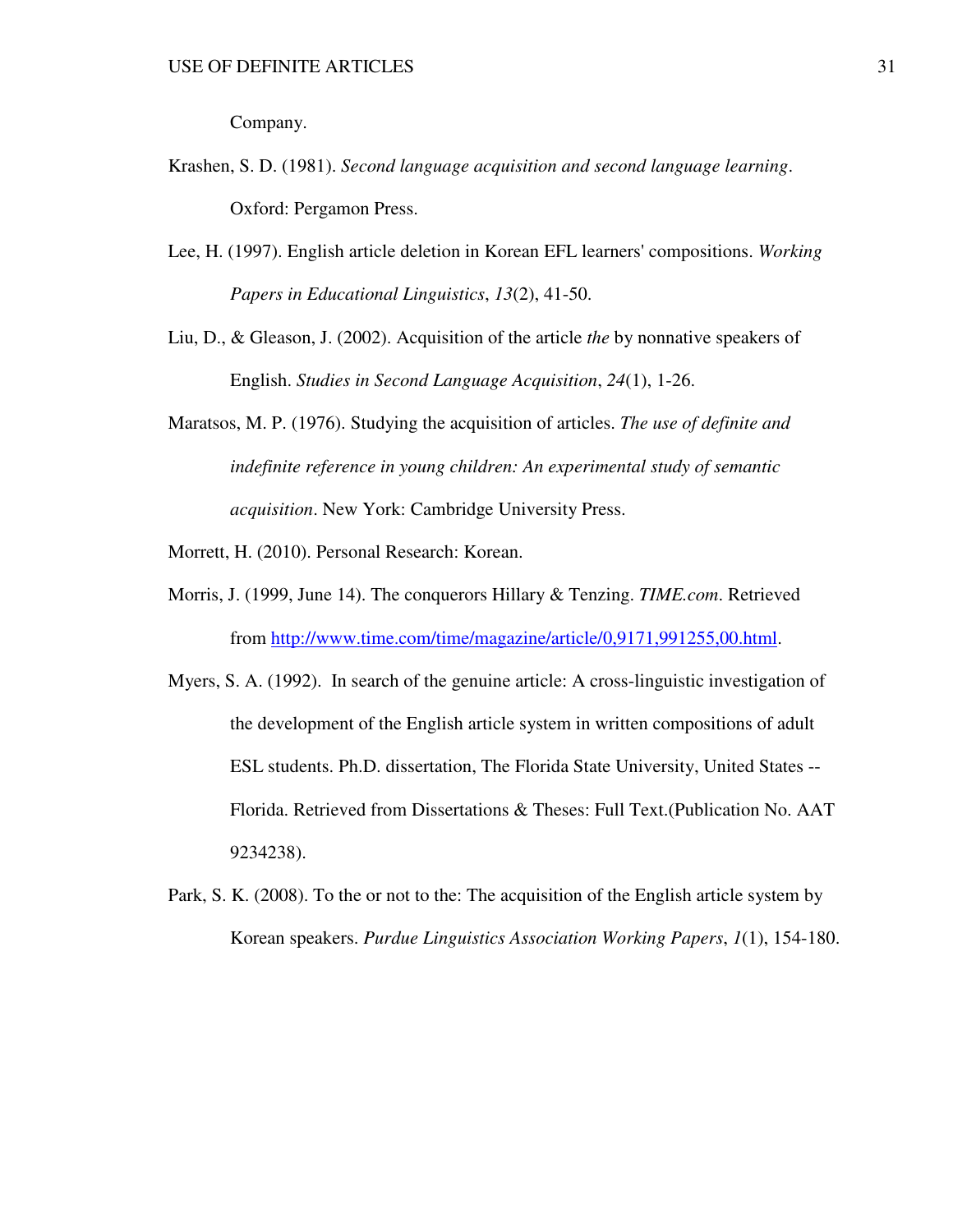Company.

Krashen, S. D. (1981). *Second language acquisition and second language learning*. Oxford: Pergamon Press.

Lee, H. (1997). English article deletion in Korean EFL learners' compositions. *Working Papers in Educational Linguistics*, *13*(2), 41-50.

Liu, D., & Gleason, J. (2002). Acquisition of the article *the* by nonnative speakers of English. *Studies in Second Language Acquisition*, *24*(1), 1-26.

Maratsos, M. P. (1976). Studying the acquisition of articles. *The use of definite and indefinite reference in young children: An experimental study of semantic acquisition*. New York: Cambridge University Press.

Morrett, H. (2010). Personal Research: Korean.

Morris, J. (1999, June 14). The conquerors Hillary & Tenzing. *TIME.com*. Retrieved from http://www.time.com/time/magazine/article/0,9171,991255,00.html.

Myers, S. A. (1992). In search of the genuine article: A cross-linguistic investigation of the development of the English article system in written compositions of adult ESL students. Ph.D. dissertation, The Florida State University, United States -- Florida. Retrieved from Dissertations & Theses: Full Text.(Publication No. AAT 9234238).

Park, S. K. (2008). To the or not to the: The acquisition of the English article system by Korean speakers. *Purdue Linguistics Association Working Papers*, *1*(1), 154-180.